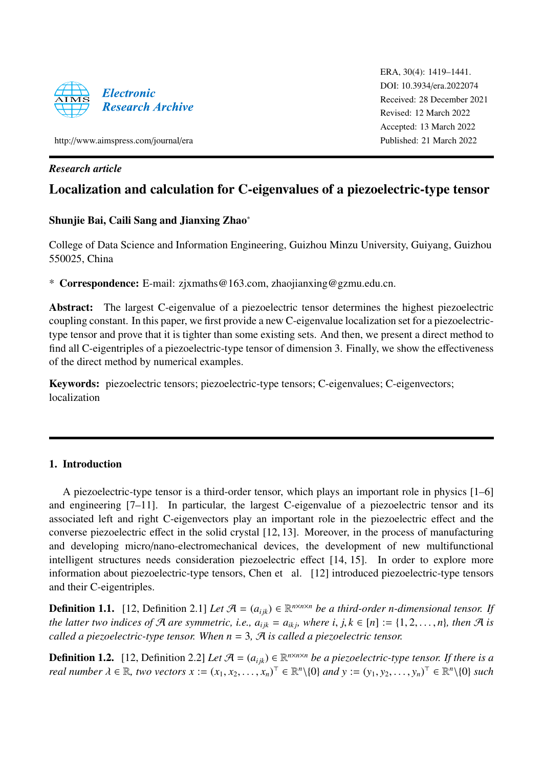Electronic Research Archive

ERA, 30(4): 1419–1441.
DOI: 10.3934/era.2022074
Received: 28 December 2021
Revised: 12 March 2022
Accepted: 13 March 2022
Published: 21 March 2022

http://www.aimspress.com/journal/era

*Research article*

# Localization and calculation for C-eigenvalues of a piezoelectric-type tensor

**Shunjie Bai, Caili Sang and Jianxing Zhao***

College of Data Science and Information Engineering, Guizhou Minzu University, Guiyang, Guizhou 550025, China

\* **Correspondence:** E-mail: zjxmaths@163.com, zhaojianxing@gzmu.edu.cn.

**Abstract:** The largest C-eigenvalue of a piezoelectric tensor determines the highest piezoelectric coupling constant. In this paper, we first provide a new C-eigenvalue localization set for a piezoelectric-type tensor and prove that it is tighter than some existing sets. And then, we present a direct method to find all C-eigentriples of a piezoelectric-type tensor of dimension 3. Finally, we show the effectiveness of the direct method by numerical examples.

**Keywords:** piezoelectric tensors; piezoelectric-type tensors; C-eigenvalues; C-eigenvectors; localization

## 1. Introduction

A piezoelectric-type tensor is a third-order tensor, which plays an important role in physics [1–6] and engineering [7–11]. In particular, the largest C-eigenvalue of a piezoelectric tensor and its associated left and right C-eigenvectors play an important role in the piezoelectric effect and the converse piezoelectric effect in the solid crystal [12, 13]. Moreover, in the process of manufacturing and developing micro/nano-electromechanical devices, the development of new multifunctional intelligent structures needs consideration piezoelectric effect [14, 15]. In order to explore more information about piezoelectric-type tensors, Chen et al. [12] introduced piezoelectric-type tensors and their C-eigentriples.

**Definition 1.1.** [12, Definition 2.1] *Let $\mathcal{A} = (a_{ijk}) \in \mathbb{R}^{n\times n\times n}$ be a third-order n-dimensional tensor. If the latter two indices of $\mathcal{A}$ are symmetric, i.e., $a_{ijk} = a_{ikj}$, where $i, j, k \in [n] := \{1, 2, \ldots, n\}$, then $\mathcal{A}$ is called a piezoelectric-type tensor. When $n = 3$, $\mathcal{A}$ is called a piezoelectric tensor.*

**Definition 1.2.** [12, Definition 2.2] *Let $\mathcal{A} = (a_{ijk}) \in \mathbb{R}^{n\times n\times n}$ be a piezoelectric-type tensor. If there is a real number $\lambda \in \mathbb{R}$, two vectors $x := (x_1, x_2, \ldots, x_n)^\top \in \mathbb{R}^n\backslash\{0\}$ and $y := (y_1, y_2, \ldots, y_n)^\top \in \mathbb{R}^n\backslash\{0\}$ such*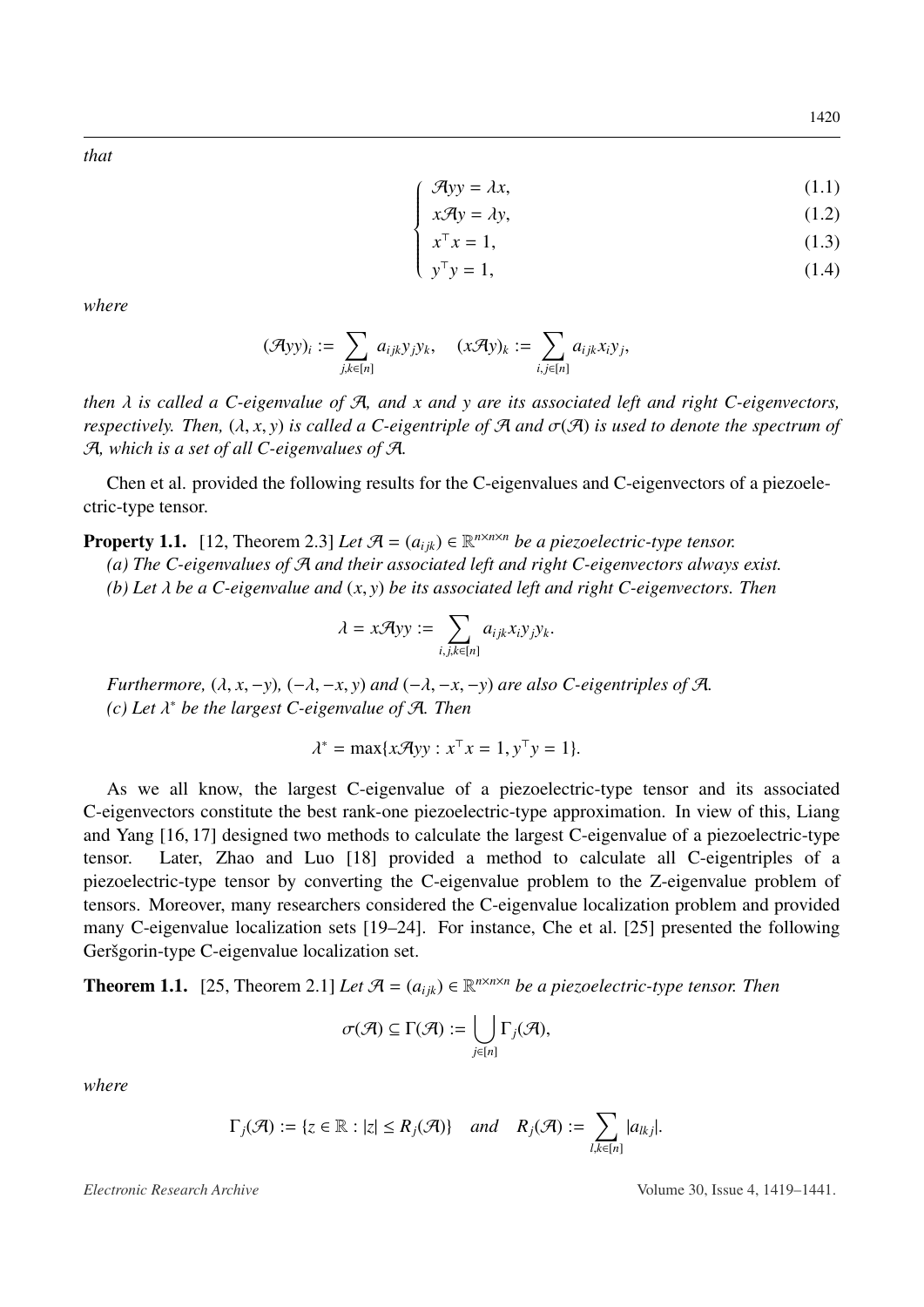*that*

$$
\begin{cases}
\mathcal{A}yy = \lambda x, & (1.1)\\
x\mathcal{A}y = \lambda y, & (1.2)\\
x^\top x = 1, & (1.3)\\
y^\top y = 1, & (1.4)
\end{cases}
$$

*where*

$$
(\mathcal{A}yy)_i := \sum_{j,k\in[n]} a_{ijk}y_jy_k, \quad (x\mathcal{A}y)_k := \sum_{i,j\in[n]} a_{ijk}x_iy_j,
$$

*then $\lambda$ is called a C-eigenvalue of $\mathcal{A}$, and $x$ and $y$ are its associated left and right C-eigenvectors, respectively. Then, $(\lambda, x, y)$ is called a C-eigentriple of $\mathcal{A}$ and $\sigma(\mathcal{A})$ is used to denote the spectrum of $\mathcal{A}$, which is a set of all C-eigenvalues of $\mathcal{A}$.*

Chen et al. provided the following results for the C-eigenvalues and C-eigenvectors of a piezoelectric-type tensor.

**Property 1.1.** [12, Theorem 2.3] *Let $\mathcal{A} = (a_{ijk}) \in \mathbb{R}^{n\times n\times n}$ be a piezoelectric-type tensor.*

*(a) The C-eigenvalues of $\mathcal{A}$ and their associated left and right C-eigenvectors always exist.*

*(b) Let $\lambda$ be a C-eigenvalue and $(x, y)$ be its associated left and right C-eigenvectors. Then*

$$
\lambda = x\mathcal{A}yy := \sum_{i,j,k\in[n]} a_{ijk}x_iy_jy_k.
$$

*Furthermore, $(\lambda, x, -y)$, $(-\lambda, -x, y)$ and $(-\lambda, -x, -y)$ are also C-eigentriples of $\mathcal{A}$.*

*(c) Let $\lambda^*$ be the largest C-eigenvalue of $\mathcal{A}$. Then*

$$
\lambda^* = \max\{x\mathcal{A}yy : x^\top x = 1, y^\top y = 1\}.
$$

As we all know, the largest C-eigenvalue of a piezoelectric-type tensor and its associated C-eigenvectors constitute the best rank-one piezoelectric-type approximation. In view of this, Liang and Yang [16, 17] designed two methods to calculate the largest C-eigenvalue of a piezoelectric-type tensor. Later, Zhao and Luo [18] provided a method to calculate all C-eigentriples of a piezoelectric-type tensor by converting the C-eigenvalue problem to the Z-eigenvalue problem of tensors. Moreover, many researchers considered the C-eigenvalue localization problem and provided many C-eigenvalue localization sets [19–24]. For instance, Che et al. [25] presented the following Geršgorin-type C-eigenvalue localization set.

**Theorem 1.1.** [25, Theorem 2.1] *Let $\mathcal{A} = (a_{ijk}) \in \mathbb{R}^{n\times n\times n}$ be a piezoelectric-type tensor. Then*

$$
\sigma(\mathcal{A}) \subseteq \Gamma(\mathcal{A}) := \bigcup_{j\in[n]} \Gamma_j(\mathcal{A}),
$$

*where*

$$
\Gamma_j(\mathcal{A}) := \{z \in \mathbb{R} : |z| \le R_j(\mathcal{A})\} \quad \textit{and} \quad R_j(\mathcal{A}) := \sum_{l,k\in[n]} |a_{lkj}|.
$$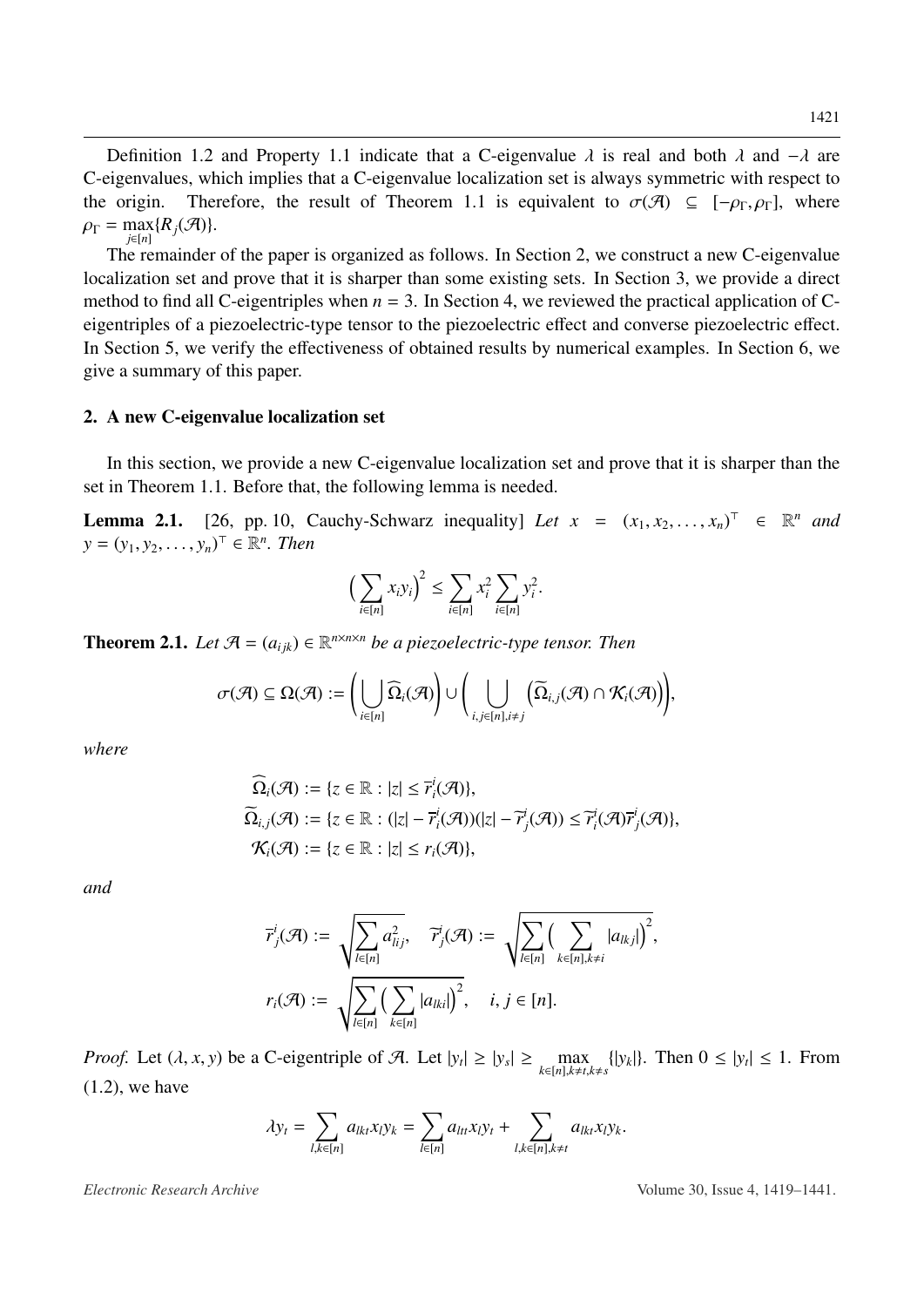Definition 1.2 and Property 1.1 indicate that a C-eigenvalue $\lambda$ is real and both $\lambda$ and $-\lambda$ are C-eigenvalues, which implies that a C-eigenvalue localization set is always symmetric with respect to the origin. Therefore, the result of Theorem 1.1 is equivalent to $\sigma(\mathcal{A}) \subseteq [-\rho_\Gamma, \rho_\Gamma]$, where $\rho_\Gamma = \max_{j\in[n]}\{R_j(\mathcal{A})\}$.

The remainder of the paper is organized as follows. In Section 2, we construct a new C-eigenvalue localization set and prove that it is sharper than some existing sets. In Section 3, we provide a direct method to find all C-eigentriples when $n = 3$. In Section 4, we reviewed the practical application of C-eigentriples of a piezoelectric-type tensor to the piezoelectric effect and converse piezoelectric effect. In Section 5, we verify the effectiveness of obtained results by numerical examples. In Section 6, we give a summary of this paper.

## 2. A new C-eigenvalue localization set

In this section, we provide a new C-eigenvalue localization set and prove that it is sharper than the set in Theorem 1.1. Before that, the following lemma is needed.

**Lemma 2.1.** [26, pp. 10, Cauchy-Schwarz inequality] *Let $x = (x_1, x_2, \ldots, x_n)^\top \in \mathbb{R}^n$ and $y = (y_1, y_2, \ldots, y_n)^\top \in \mathbb{R}^n$. Then*

$$\Big(\sum_{i\in[n]} x_i y_i\Big)^2 \leq \sum_{i\in[n]} x_i^2 \sum_{i\in[n]} y_i^2.$$

**Theorem 2.1.** *Let $\mathcal{A} = (a_{ijk}) \in \mathbb{R}^{n\times n\times n}$ be a piezoelectric-type tensor. Then*

$$\sigma(\mathcal{A}) \subseteq \Omega(\mathcal{A}) := \Bigg(\bigcup_{i\in[n]} \widehat{\Omega}_i(\mathcal{A})\Bigg) \cup \Bigg(\bigcup_{i,j\in[n], i\neq j} \Big(\widetilde{\Omega}_{i,j}(\mathcal{A}) \cap \mathcal{K}_i(\mathcal{A})\Big)\Bigg),$$

*where*

$$\begin{aligned}
\widehat{\Omega}_i(\mathcal{A}) &:= \{z \in \mathbb{R} : |z| \leq \overline{r}_i^i(\mathcal{A})\},\\
\widetilde{\Omega}_{i,j}(\mathcal{A}) &:= \{z \in \mathbb{R} : (|z| - \overline{r}_i^i(\mathcal{A}))(|z| - \widetilde{r}_j^i(\mathcal{A})) \leq \widetilde{r}_i^i(\mathcal{A})\overline{r}_j^i(\mathcal{A})\},\\
\mathcal{K}_i(\mathcal{A}) &:= \{z \in \mathbb{R} : |z| \leq r_i(\mathcal{A})\},
\end{aligned}$$

*and*

$$\begin{aligned}
\overline{r}_j^i(\mathcal{A}) &:= \sqrt{\sum_{l\in[n]} a_{lij}^2}, \quad \widetilde{r}_j^i(\mathcal{A}) := \sqrt{\sum_{l\in[n]}\Big(\sum_{k\in[n], k\neq i} |a_{lkj}|\Big)^2},\\
r_i(\mathcal{A}) &:= \sqrt{\sum_{l\in[n]}\Big(\sum_{k\in[n]} |a_{lki}|\Big)^2}, \quad i, j \in [n].
\end{aligned}$$

*Proof.* Let $(\lambda, x, y)$ be a C-eigentriple of $\mathcal{A}$. Let $|y_t| \geq |y_s| \geq \max_{k\in[n], k\neq t, k\neq s}\{|y_k|\}$. Then $0 \leq |y_t| \leq 1$. From (1.2), we have

$$\lambda y_t = \sum_{l,k\in[n]} a_{lkt} x_l y_k = \sum_{l\in[n]} a_{ltt} x_l y_t + \sum_{l,k\in[n], k\neq t} a_{lkt} x_l y_k.$$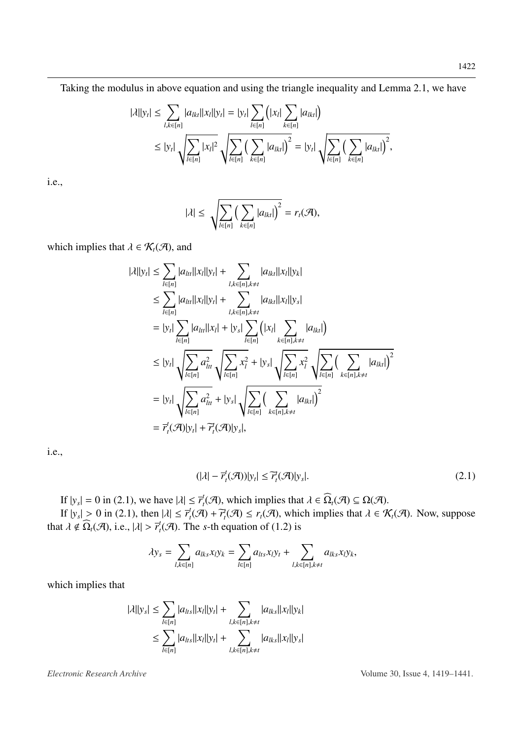Taking the modulus in above equation and using the triangle inequality and Lemma 2.1, we have

$$
\begin{aligned}
|\lambda||y_t| &\leq \sum_{l,k\in[n]} |a_{lkt}||x_l||y_t| = |y_t| \sum_{l\in[n]} \Big(|x_l| \sum_{k\in[n]} |a_{lkt}|\Big) \\
&\leq |y_t| \sqrt{\sum_{l\in[n]} |x_l|^2} \sqrt{\sum_{l\in[n]} \Big(\sum_{k\in[n]} |a_{lkt}|\Big)^2} = |y_t| \sqrt{\sum_{l\in[n]} \Big(\sum_{k\in[n]} |a_{lkt}|\Big)^2},
\end{aligned}
$$

i.e.,

$$
|\lambda| \leq \sqrt{\sum_{l\in[n]} \Big(\sum_{k\in[n]} |a_{lkt}|\Big)^2} = r_t(\mathcal{A}),
$$

which implies that $\lambda \in \mathcal{K}_t(\mathcal{A})$, and

$$
\begin{aligned}
|\lambda||y_t| &\leq \sum_{l\in[n]} |a_{ltt}||x_l||y_t| + \sum_{l,k\in[n],k\neq t} |a_{lkt}||x_l||y_k| \\
&\leq \sum_{l\in[n]} |a_{ltt}||x_l||y_t| + \sum_{l,k\in[n],k\neq t} |a_{lkt}||x_l||y_s| \\
&= |y_t| \sum_{l\in[n]} |a_{ltt}||x_l| + |y_s| \sum_{l\in[n]} \Big(|x_l| \sum_{k\in[n],k\neq t} |a_{lkt}|\Big) \\
&\leq |y_t| \sqrt{\sum_{l\in[n]} a_{ltt}^2} \sqrt{\sum_{l\in[n]} x_l^2} + |y_s| \sqrt{\sum_{l\in[n]} x_l^2} \sqrt{\sum_{l\in[n]} \Big(\sum_{k\in[n],k\neq t} |a_{lkt}|\Big)^2} \\
&= |y_t| \sqrt{\sum_{l\in[n]} a_{ltt}^2} + |y_s| \sqrt{\sum_{l\in[n]} \Big(\sum_{k\in[n],k\neq t} |a_{lkt}|\Big)^2} \\
&= \overline{r}_t^t(\mathcal{A})|y_t| + \widetilde{r}_t^t(\mathcal{A})|y_s|,
\end{aligned}
$$

i.e.,

$$
(|\lambda| - \overline{r}_t^t(\mathcal{A}))|y_t| \leq \widetilde{r}_t^t(\mathcal{A})|y_s|. \tag{2.1}
$$

If $|y_s| = 0$ in (2.1), we have $|\lambda| \leq \overline{r}_t^t(\mathcal{A})$, which implies that $\lambda \in \widehat{\Omega}_t(\mathcal{A}) \subseteq \Omega(\mathcal{A})$.

If $|y_s| > 0$ in (2.1), then $|\lambda| \leq \overline{r}_t^t(\mathcal{A}) + \widetilde{r}_t^t(\mathcal{A}) \leq r_t(\mathcal{A})$, which implies that $\lambda \in \mathcal{K}_t(\mathcal{A})$. Now, suppose that $\lambda \notin \widehat{\Omega}_t(\mathcal{A})$, i.e., $|\lambda| > \overline{r}_t^t(\mathcal{A})$. The $s$-th equation of (1.2) is

$$
\lambda y_s = \sum_{l,k\in[n]} a_{lks} x_l y_k = \sum_{l\in[n]} a_{lts} x_l y_t + \sum_{l,k\in[n],k\neq t} a_{lks} x_l y_k,
$$

which implies that

$$
\begin{aligned}
|\lambda||y_s| &\leq \sum_{l\in[n]} |a_{lts}||x_l||y_t| + \sum_{l,k\in[n],k\neq t} |a_{lks}||x_l||y_k| \\
&\leq \sum_{l\in[n]} |a_{lts}||x_l||y_t| + \sum_{l,k\in[n],k\neq t} |a_{lks}||x_l||y_s|
\end{aligned}
$$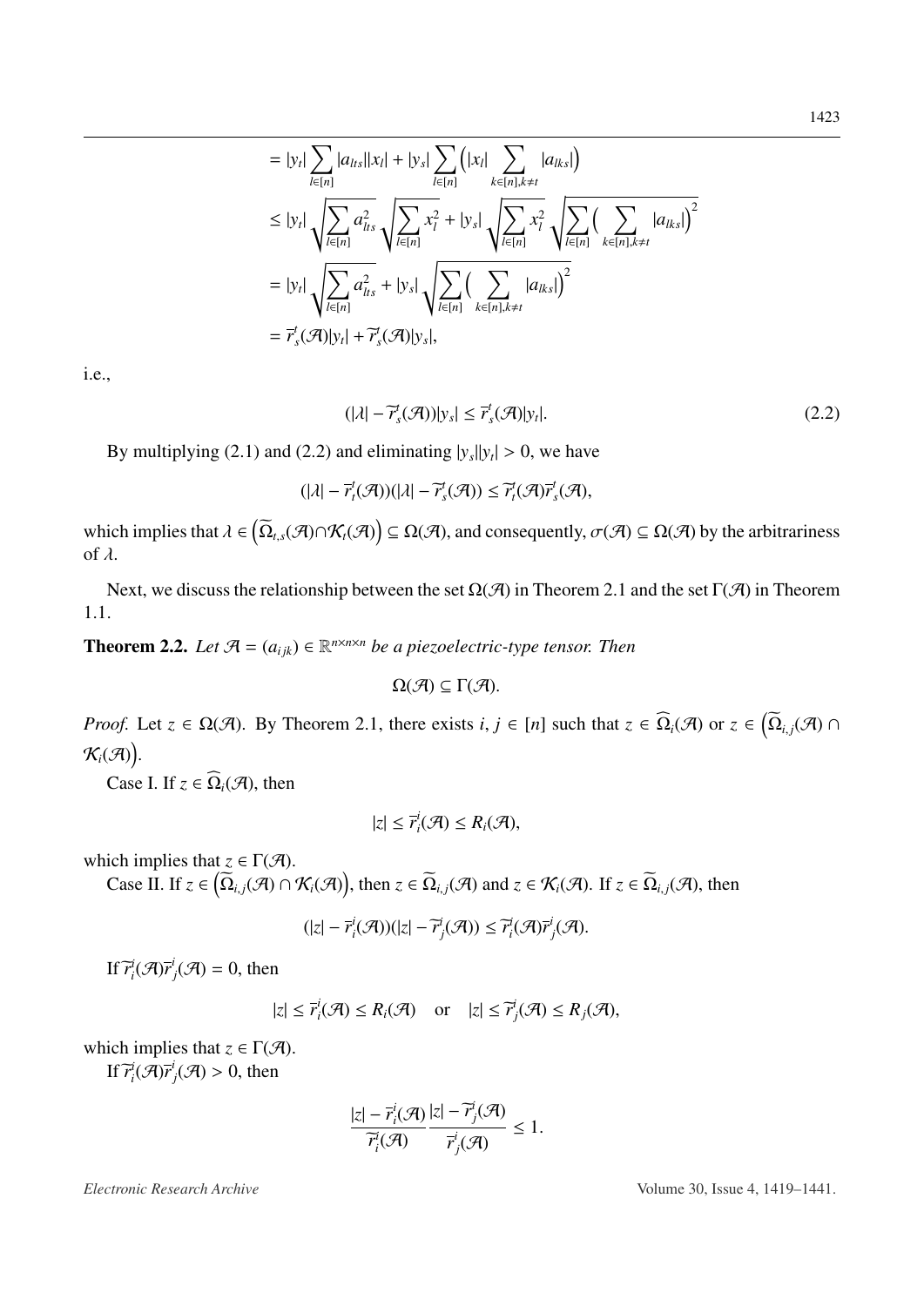$$
\begin{aligned}
&= |y_t| \sum_{l\in[n]} |a_{lts}||x_l| + |y_s| \sum_{l\in[n]} \Big(|x_l| \sum_{k\in[n],k\neq t} |a_{lks}|\Big) \\
&\leq |y_t| \sqrt{\sum_{l\in[n]} a_{lts}^2} \sqrt{\sum_{l\in[n]} x_l^2} + |y_s| \sqrt{\sum_{l\in[n]} x_l^2} \sqrt{\sum_{l\in[n]} \Big(\sum_{k\in[n],k\neq t} |a_{lks}|\Big)^2} \\
&= |y_t| \sqrt{\sum_{l\in[n]} a_{lts}^2} + |y_s| \sqrt{\sum_{l\in[n]} \Big(\sum_{k\in[n],k\neq t} |a_{lks}|\Big)^2} \\
&= \overline{r}_s^t(\mathcal{A})|y_t| + \widetilde{r}_s^t(\mathcal{A})|y_s|,
\end{aligned}
$$

i.e.,

$$
(|\lambda| - \widetilde{r}_s^t(\mathcal{A}))|y_s| \leq \overline{r}_s^t(\mathcal{A})|y_t|. \tag{2.2}
$$

By multiplying (2.1) and (2.2) and eliminating $|y_s||y_t| > 0$, we have

$$
(|\lambda| - \overline{r}_t^t(\mathcal{A}))(|\lambda| - \widetilde{r}_s^t(\mathcal{A})) \leq \widetilde{r}_t^t(\mathcal{A})\overline{r}_s^t(\mathcal{A}),
$$

which implies that $\lambda \in \left(\widetilde{\Omega}_{t,s}(\mathcal{A}) \cap \mathcal{K}_t(\mathcal{A})\right) \subseteq \Omega(\mathcal{A})$, and consequently, $\sigma(\mathcal{A}) \subseteq \Omega(\mathcal{A})$ by the arbitrariness of $\lambda$.

Next, we discuss the relationship between the set $\Omega(\mathcal{A})$ in Theorem 2.1 and the set $\Gamma(\mathcal{A})$ in Theorem 1.1.

**Theorem 2.2.** *Let $\mathcal{A} = (a_{ijk}) \in \mathbb{R}^{n\times n\times n}$ be a piezoelectric-type tensor. Then*

$$
\Omega(\mathcal{A}) \subseteq \Gamma(\mathcal{A}).
$$

*Proof.* Let $z \in \Omega(\mathcal{A})$. By Theorem 2.1, there exists $i, j \in [n]$ such that $z \in \widehat{\Omega}_i(\mathcal{A})$ or $z \in \left(\widetilde{\Omega}_{i,j}(\mathcal{A}) \cap \mathcal{K}_i(\mathcal{A})\right)$.

Case I. If $z \in \widehat{\Omega}_i(\mathcal{A})$, then

$$
|z| \leq \overline{r}_i^i(\mathcal{A}) \leq R_i(\mathcal{A}),
$$

which implies that $z \in \Gamma(\mathcal{A})$.

Case II. If $z \in \left(\widetilde{\Omega}_{i,j}(\mathcal{A}) \cap \mathcal{K}_i(\mathcal{A})\right)$, then $z \in \widetilde{\Omega}_{i,j}(\mathcal{A})$ and $z \in \mathcal{K}_i(\mathcal{A})$. If $z \in \widetilde{\Omega}_{i,j}(\mathcal{A})$, then

$$
(|z| - \overline{r}_i^i(\mathcal{A}))(|z| - \widetilde{r}_j^i(\mathcal{A})) \leq \widetilde{r}_i^i(\mathcal{A})\overline{r}_j^i(\mathcal{A}).
$$

If $\widetilde{r}_i^i(\mathcal{A})\overline{r}_j^i(\mathcal{A}) = 0$, then

$$
|z| \leq \overline{r}_i^i(\mathcal{A}) \leq R_i(\mathcal{A}) \quad \text{or} \quad |z| \leq \widetilde{r}_j^i(\mathcal{A}) \leq R_j(\mathcal{A}),
$$

which implies that $z \in \Gamma(\mathcal{A})$.

If $\widetilde{r}_i^i(\mathcal{A})\overline{r}_j^i(\mathcal{A}) > 0$, then

$$
\frac{|z| - \overline{r}_i^i(\mathcal{A})}{\widetilde{r}_i^i(\mathcal{A})} \frac{|z| - \widetilde{r}_j^i(\mathcal{A})}{\overline{r}_j^i(\mathcal{A})} \leq 1.
$$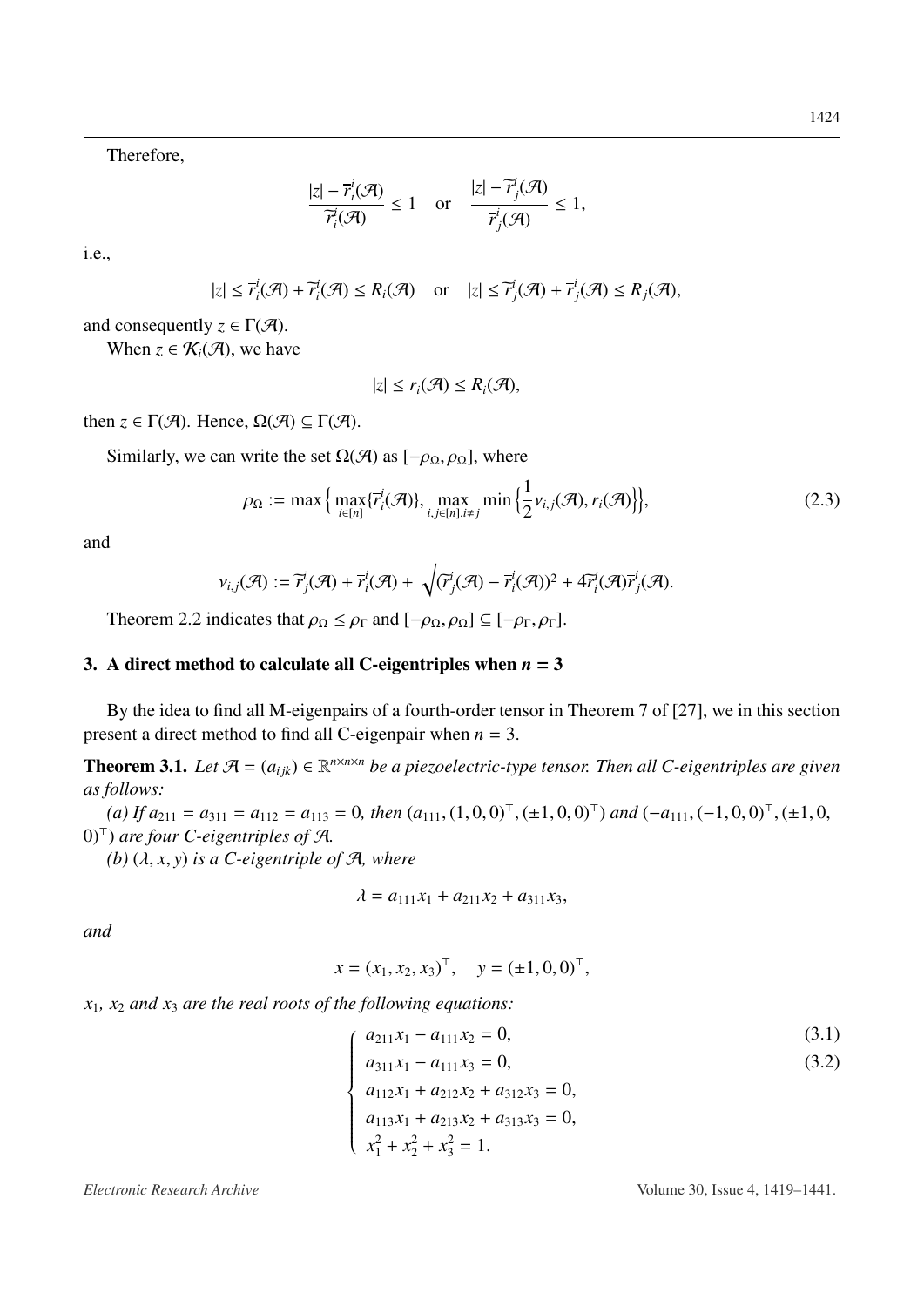Therefore,

$$\frac{|z| - \overline{r}_i^i(\mathcal{A})}{\widetilde{r}_i^i(\mathcal{A})} \le 1 \quad \text{or} \quad \frac{|z| - \widetilde{r}_j^i(\mathcal{A})}{\overline{r}_j^i(\mathcal{A})} \le 1,$$

i.e.,

$$|z| \le \overline{r}_i^i(\mathcal{A}) + \widetilde{r}_i^i(\mathcal{A}) \le R_i(\mathcal{A}) \quad \text{or} \quad |z| \le \widetilde{r}_j^i(\mathcal{A}) + \overline{r}_j^i(\mathcal{A}) \le R_j(\mathcal{A}),$$

and consequently $z \in \Gamma(\mathcal{A})$.

When $z \in \mathcal{K}_i(\mathcal{A})$, we have

$$|z| \le r_i(\mathcal{A}) \le R_i(\mathcal{A}),$$

then $z \in \Gamma(\mathcal{A})$. Hence, $\Omega(\mathcal{A}) \subseteq \Gamma(\mathcal{A})$.

Similarly, we can write the set $\Omega(\mathcal{A})$ as $[-\rho_\Omega, \rho_\Omega]$, where

$$\rho_\Omega := \max\Big\{\max_{i\in[n]}\{\overline{r}_i^i(\mathcal{A})\}, \max_{i,j\in[n], i\neq j} \min\Big\{\frac{1}{2}\nu_{i,j}(\mathcal{A}), r_i(\mathcal{A})\Big\}\Big\}, \tag{2.3}$$

and

$$\nu_{i,j}(\mathcal{A}) := \widetilde{r}_j^i(\mathcal{A}) + \overline{r}_i^i(\mathcal{A}) + \sqrt{(\widetilde{r}_j^i(\mathcal{A}) - \overline{r}_i^i(\mathcal{A}))^2 + 4\widetilde{r}_i^i(\mathcal{A})\overline{r}_j^i(\mathcal{A})}.$$

Theorem 2.2 indicates that $\rho_\Omega \le \rho_\Gamma$ and $[-\rho_\Omega, \rho_\Omega] \subseteq [-\rho_\Gamma, \rho_\Gamma]$.

## 3. A direct method to calculate all C-eigentriples when $n = 3$

By the idea to find all M-eigenpairs of a fourth-order tensor in Theorem 7 of [27], we in this section present a direct method to find all C-eigenpair when $n = 3$.

**Theorem 3.1.** *Let $\mathcal{A} = (a_{ijk}) \in \mathbb{R}^{n\times n\times n}$ be a piezoelectric-type tensor. Then all C-eigentriples are given as follows:*

*(a) If $a_{211} = a_{311} = a_{112} = a_{113} = 0$, then $(a_{111}, (1,0,0)^\top, (\pm1,0,0)^\top)$ and $(-a_{111}, (-1,0,0)^\top, (\pm1,0,0)^\top)$ are four C-eigentriples of $\mathcal{A}$.*

*(b) $(\lambda, x, y)$ is a C-eigentriple of $\mathcal{A}$, where*

$$\lambda = a_{111}x_1 + a_{211}x_2 + a_{311}x_3,$$

*and*

$$x = (x_1, x_2, x_3)^\top, \quad y = (\pm1, 0, 0)^\top,$$

*$x_1$, $x_2$ and $x_3$ are the real roots of the following equations:*

$$\begin{cases} a_{211}x_1 - a_{111}x_2 = 0, & (3.1)\\ a_{311}x_1 - a_{111}x_3 = 0, & (3.2)\\ a_{112}x_1 + a_{212}x_2 + a_{312}x_3 = 0, & \\ a_{113}x_1 + a_{213}x_2 + a_{313}x_3 = 0, & \\ x_1^2 + x_2^2 + x_3^2 = 1. & \end{cases}$$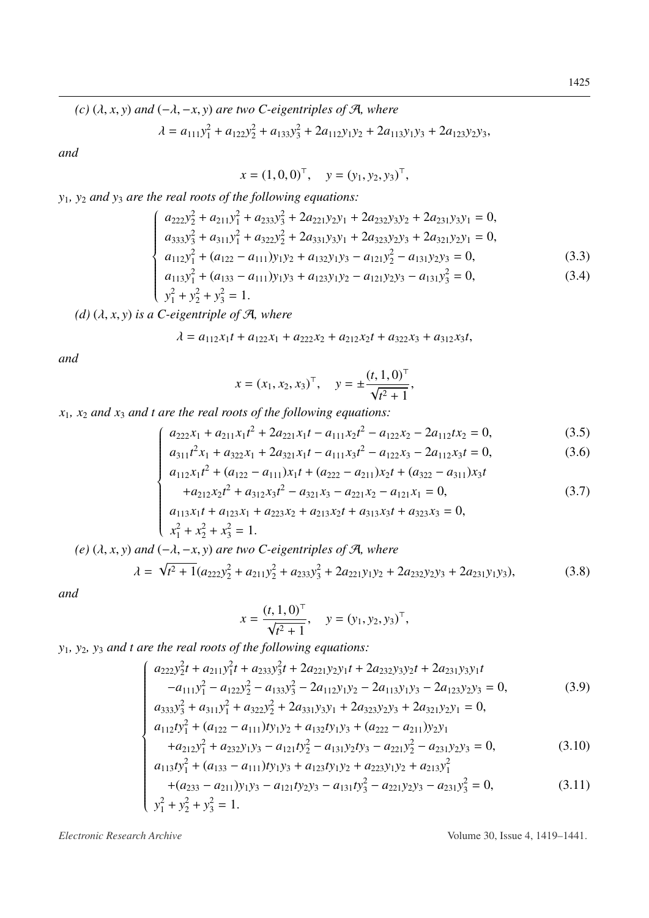*(c)* $(\lambda, x, y)$ *and* $(-\lambda, -x, y)$ *are two C-eigentriples of* $\mathcal{A}$*, where*

$$\lambda = a_{111}y_1^2 + a_{122}y_2^2 + a_{133}y_3^2 + 2a_{112}y_1y_2 + 2a_{113}y_1y_3 + 2a_{123}y_2y_3,$$

*and*

$$x = (1, 0, 0)^\top, \quad y = (y_1, y_2, y_3)^\top,$$

$y_1$*,* $y_2$ *and* $y_3$ *are the real roots of the following equations:*

$$\begin{cases} a_{222}y_2^2 + a_{211}y_1^2 + a_{233}y_3^2 + 2a_{221}y_2y_1 + 2a_{232}y_3y_2 + 2a_{231}y_3y_1 = 0, \\ a_{333}y_3^2 + a_{311}y_1^2 + a_{322}y_2^2 + 2a_{331}y_3y_1 + 2a_{323}y_2y_3 + 2a_{321}y_2y_1 = 0, \\ a_{112}y_1^2 + (a_{122} - a_{111})y_1y_2 + a_{132}y_1y_3 - a_{121}y_2^2 - a_{131}y_2y_3 = 0, & (3.3) \\ a_{113}y_1^2 + (a_{133} - a_{111})y_1y_3 + a_{123}y_1y_2 - a_{121}y_2y_3 - a_{131}y_3^2 = 0, & (3.4) \\ y_1^2 + y_2^2 + y_3^2 = 1. \end{cases}$$

*(d)* $(\lambda, x, y)$ *is a C-eigentriple of* $\mathcal{A}$*, where*

$$\lambda = a_{112}x_1t + a_{122}x_1 + a_{222}x_2 + a_{212}x_2t + a_{322}x_3 + a_{312}x_3t,$$

*and*

$$x = (x_1, x_2, x_3)^\top, \quad y = \pm\frac{(t, 1, 0)^\top}{\sqrt{t^2+1}},$$

$x_1$*,* $x_2$ *and* $x_3$ *and* $t$ *are the real roots of the following equations:*

$$\begin{cases} a_{222}x_1 + a_{211}x_1t^2 + 2a_{221}x_1t - a_{111}x_2t^2 - a_{122}x_2 - 2a_{112}tx_2 = 0, & (3.5) \\ a_{311}t^2x_1 + a_{322}x_1 + 2a_{321}x_1t - a_{111}x_3t^2 - a_{122}x_3 - 2a_{112}x_3t = 0, & (3.6) \\ a_{112}x_1t^2 + (a_{122} - a_{111})x_1t + (a_{222} - a_{211})x_2t + (a_{322} - a_{311})x_3t \\ \quad +a_{212}x_2t^2 + a_{312}x_3t^2 - a_{321}x_3 - a_{221}x_2 - a_{121}x_1 = 0, & (3.7) \\ a_{113}x_1t + a_{123}x_1 + a_{223}x_2 + a_{213}x_2t + a_{313}x_3t + a_{323}x_3 = 0, \\ x_1^2 + x_2^2 + x_3^2 = 1. \end{cases}$$

*(e)* $(\lambda, x, y)$ *and* $(-\lambda, -x, y)$ *are two C-eigentriples of* $\mathcal{A}$*, where*

$$\lambda = \sqrt{t^2+1}(a_{222}y_2^2 + a_{211}y_2^2 + a_{233}y_3^2 + 2a_{221}y_1y_2 + 2a_{232}y_2y_3 + 2a_{231}y_1y_3), \tag{3.8}$$

*and*

$$x = \frac{(t, 1, 0)^\top}{\sqrt{t^2+1}}, \quad y = (y_1, y_2, y_3)^\top,$$

$y_1$*,* $y_2$*,* $y_3$ *and* $t$ *are the real roots of the following equations:*

$$\begin{cases} a_{222}y_2^2t + a_{211}y_1^2t + a_{233}y_3^2t + 2a_{221}y_2y_1t + 2a_{232}y_3y_2t + 2a_{231}y_3y_1t \\ \quad -a_{111}y_1^2 - a_{122}y_2^2 - a_{133}y_3^2 - 2a_{112}y_1y_2 - 2a_{113}y_1y_3 - 2a_{123}y_2y_3 = 0, & (3.9) \\ a_{333}y_3^2 + a_{311}y_1^2 + a_{322}y_2^2 + 2a_{331}y_3y_1 + 2a_{323}y_2y_3 + 2a_{321}y_2y_1 = 0, \\ a_{112}ty_1^2 + (a_{122} - a_{111})ty_1y_2 + a_{132}ty_1y_3 + (a_{222} - a_{211})y_2y_1 \\ \quad +a_{212}y_1^2 + a_{232}y_1y_3 - a_{121}ty_2^2 - a_{131}y_2ty_3 - a_{221}y_2^2 - a_{231}y_2y_3 = 0, & (3.10) \\ a_{113}ty_1^2 + (a_{133} - a_{111})ty_1y_3 + a_{123}ty_1y_2 + a_{223}y_1y_2 + a_{213}y_1^2 \\ \quad +(a_{233} - a_{211})y_1y_3 - a_{121}ty_2y_3 - a_{131}ty_3^2 - a_{221}y_2y_3 - a_{231}y_3^2 = 0, & (3.11) \\ y_1^2 + y_2^2 + y_3^2 = 1. \end{cases}$$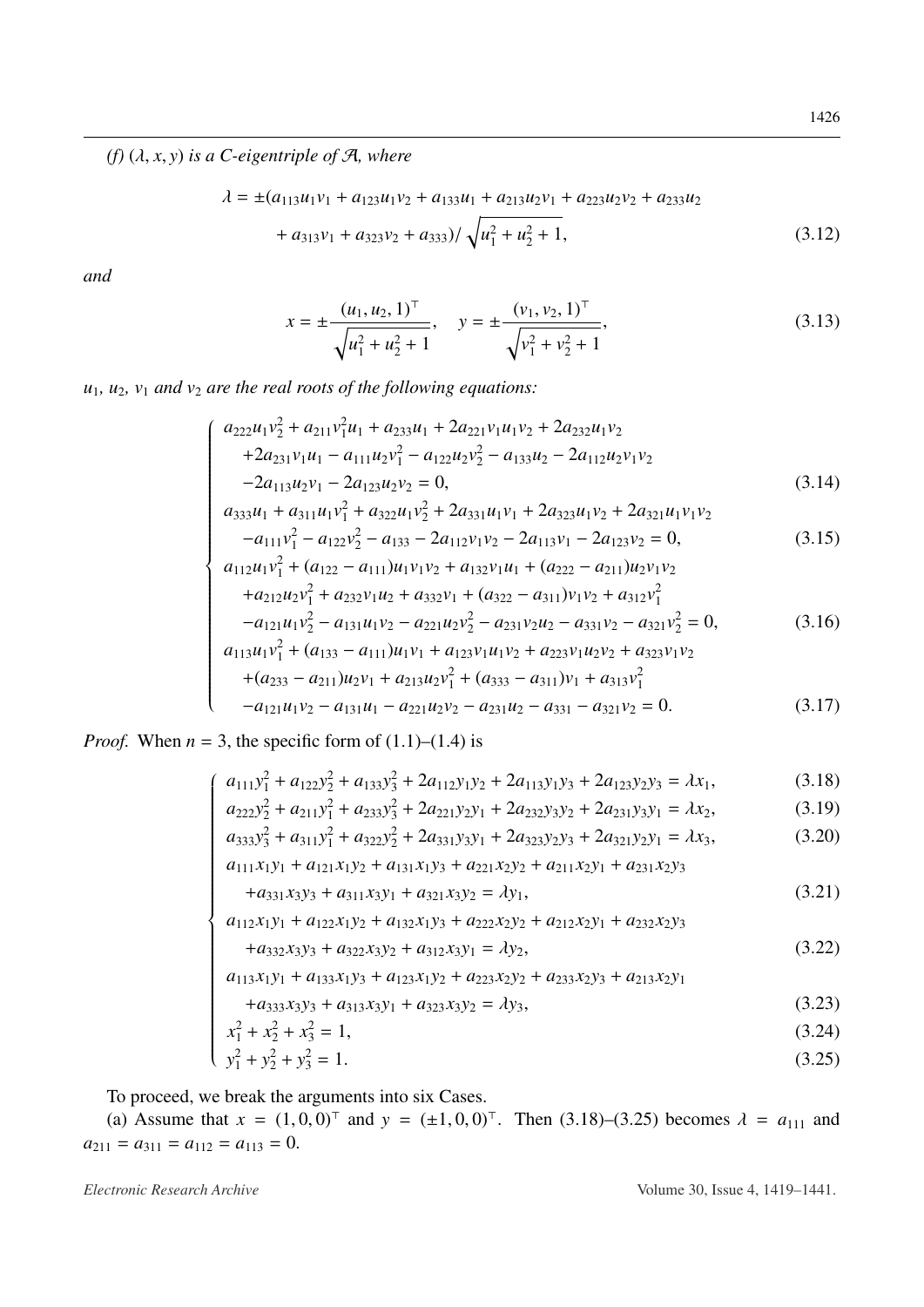*(f)* $(\lambda, x, y)$ *is a C-eigentriple of* $\mathcal{A}$*, where*

$$\begin{aligned}\lambda = \pm(&a_{113}u_1v_1 + a_{123}u_1v_2 + a_{133}u_1 + a_{213}u_2v_1 + a_{223}u_2v_2 + a_{233}u_2\\&+ a_{313}v_1 + a_{323}v_2 + a_{333})/\sqrt{u_1^2 + u_2^2 + 1},\end{aligned} \tag{3.12}$$

*and*

$$x = \pm\frac{(u_1, u_2, 1)^\top}{\sqrt{u_1^2 + u_2^2 + 1}}, \quad y = \pm\frac{(v_1, v_2, 1)^\top}{\sqrt{v_1^2 + v_2^2 + 1}}, \tag{3.13}$$

$u_1$*,* $u_2$*,* $v_1$ *and* $v_2$ *are the real roots of the following equations:*

$$\begin{cases} a_{222}u_1v_2^2 + a_{211}v_1^2u_1 + a_{233}u_1 + 2a_{221}v_1u_1v_2 + 2a_{232}u_1v_2\\ \quad +2a_{231}v_1u_1 - a_{111}u_2v_1^2 - a_{122}u_2v_2^2 - a_{133}u_2 - 2a_{112}u_2v_1v_2\\ \quad -2a_{113}u_2v_1 - 2a_{123}u_2v_2 = 0, & (3.14)\\ a_{333}u_1 + a_{311}u_1v_1^2 + a_{322}u_1v_2^2 + 2a_{331}u_1v_1 + 2a_{323}u_1v_2 + 2a_{321}u_1v_1v_2\\ \quad -a_{111}v_1^2 - a_{122}v_2^2 - a_{133} - 2a_{112}v_1v_2 - 2a_{113}v_1 - 2a_{123}v_2 = 0, & (3.15)\\ a_{112}u_1v_1^2 + (a_{122} - a_{111})u_1v_1v_2 + a_{132}v_1u_1 + (a_{222} - a_{211})u_2v_1v_2\\ \quad +a_{212}u_2v_1^2 + a_{232}v_1u_2 + a_{332}v_1 + (a_{322} - a_{311})v_1v_2 + a_{312}v_1^2\\ \quad -a_{121}u_1v_2^2 - a_{131}u_1v_2 - a_{221}u_2v_2^2 - a_{231}v_2u_2 - a_{331}v_2 - a_{321}v_2^2 = 0, & (3.16)\\ a_{113}u_1v_1^2 + (a_{133} - a_{111})u_1v_1 + a_{123}v_1u_1v_2 + a_{223}v_1u_2v_2 + a_{323}v_1v_2\\ \quad +(a_{233} - a_{211})u_2v_1 + a_{213}u_2v_1^2 + (a_{333} - a_{311})v_1 + a_{313}v_1^2\\ \quad -a_{121}u_1v_2 - a_{131}u_1 - a_{221}u_2v_2 - a_{231}u_2 - a_{331} - a_{321}v_2 = 0. & (3.17) \end{cases}$$

*Proof.* When $n = 3$, the specific form of (1.1)–(1.4) is

$$\begin{cases} a_{111}y_1^2 + a_{122}y_2^2 + a_{133}y_3^2 + 2a_{112}y_1y_2 + 2a_{113}y_1y_3 + 2a_{123}y_2y_3 = \lambda x_1, & (3.18)\\ a_{222}y_2^2 + a_{211}y_1^2 + a_{233}y_3^2 + 2a_{221}y_2y_1 + 2a_{232}y_3y_2 + 2a_{231}y_3y_1 = \lambda x_2, & (3.19)\\ a_{333}y_3^2 + a_{311}y_1^2 + a_{322}y_2^2 + 2a_{331}y_3y_1 + 2a_{323}y_2y_3 + 2a_{321}y_2y_1 = \lambda x_3, & (3.20)\\ a_{111}x_1y_1 + a_{121}x_1y_2 + a_{131}x_1y_3 + a_{221}x_2y_2 + a_{211}x_2y_1 + a_{231}x_2y_3\\ \quad +a_{331}x_3y_3 + a_{311}x_3y_1 + a_{321}x_3y_2 = \lambda y_1, & (3.21)\\ a_{112}x_1y_1 + a_{122}x_1y_2 + a_{132}x_1y_3 + a_{222}x_2y_2 + a_{212}x_2y_1 + a_{232}x_2y_3\\ \quad +a_{332}x_3y_3 + a_{322}x_3y_2 + a_{312}x_3y_1 = \lambda y_2, & (3.22)\\ a_{113}x_1y_1 + a_{133}x_1y_3 + a_{123}x_1y_2 + a_{223}x_2y_2 + a_{233}x_2y_3 + a_{213}x_2y_1\\ \quad +a_{333}x_3y_3 + a_{313}x_3y_1 + a_{323}x_3y_2 = \lambda y_3, & (3.23)\\ x_1^2 + x_2^2 + x_3^2 = 1, & (3.24)\\ y_1^2 + y_2^2 + y_3^2 = 1. & (3.25) \end{cases}$$

To proceed, we break the arguments into six Cases.

(a) Assume that $x = (1, 0, 0)^\top$ and $y = (\pm 1, 0, 0)^\top$. Then (3.18)–(3.25) becomes $\lambda = a_{111}$ and $a_{211} = a_{311} = a_{112} = a_{113} = 0$.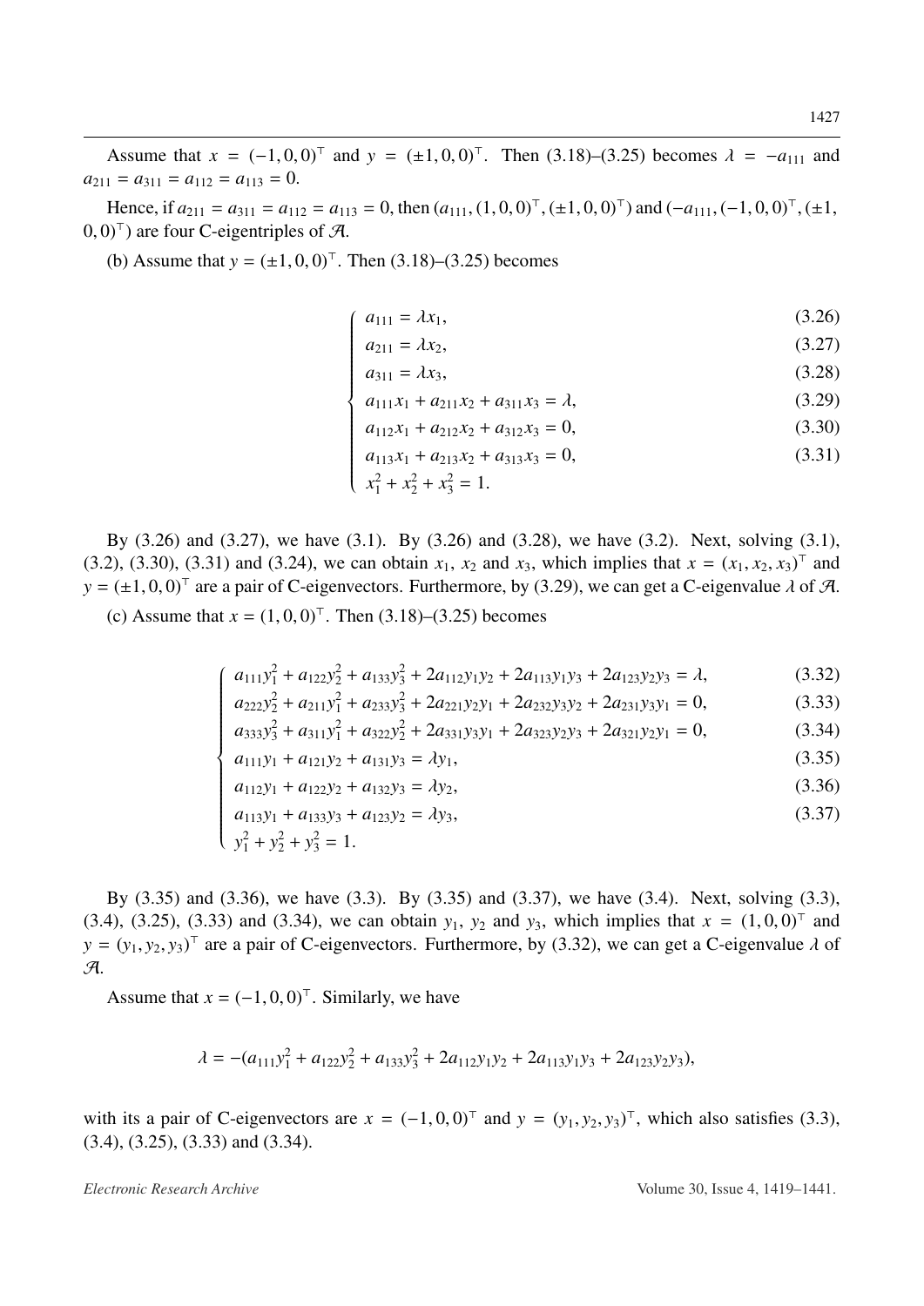Assume that $x = (-1, 0, 0)^\top$ and $y = (\pm 1, 0, 0)^\top$. Then (3.18)–(3.25) becomes $\lambda = -a_{111}$ and $a_{211} = a_{311} = a_{112} = a_{113} = 0$.

Hence, if $a_{211} = a_{311} = a_{112} = a_{113} = 0$, then $(a_{111}, (1, 0, 0)^\top, (\pm 1, 0, 0)^\top)$ and $(-a_{111}, (-1, 0, 0)^\top, (\pm 1, 0, 0)^\top)$ are four C-eigentriples of $\mathcal{A}$.

(b) Assume that $y = (\pm 1, 0, 0)^\top$. Then (3.18)–(3.25) becomes

$$
\begin{cases}
a_{111} = \lambda x_1, & (3.26)\\
a_{211} = \lambda x_2, & (3.27)\\
a_{311} = \lambda x_3, & (3.28)\\
a_{111}x_1 + a_{211}x_2 + a_{311}x_3 = \lambda, & (3.29)\\
a_{112}x_1 + a_{212}x_2 + a_{312}x_3 = 0, & (3.30)\\
a_{113}x_1 + a_{213}x_2 + a_{313}x_3 = 0, & (3.31)\\
x_1^2 + x_2^2 + x_3^2 = 1.
\end{cases}
$$

By (3.26) and (3.27), we have (3.1). By (3.26) and (3.28), we have (3.2). Next, solving (3.1), (3.2), (3.30), (3.31) and (3.24), we can obtain $x_1$, $x_2$ and $x_3$, which implies that $x = (x_1, x_2, x_3)^\top$ and $y = (\pm 1, 0, 0)^\top$ are a pair of C-eigenvectors. Furthermore, by (3.29), we can get a C-eigenvalue $\lambda$ of $\mathcal{A}$.

(c) Assume that $x = (1, 0, 0)^\top$. Then (3.18)–(3.25) becomes

$$
\begin{cases}
a_{111}y_1^2 + a_{122}y_2^2 + a_{133}y_3^2 + 2a_{112}y_1y_2 + 2a_{113}y_1y_3 + 2a_{123}y_2y_3 = \lambda, & (3.32)\\
a_{222}y_2^2 + a_{211}y_1^2 + a_{233}y_3^2 + 2a_{221}y_2y_1 + 2a_{232}y_3y_2 + 2a_{231}y_3y_1 = 0, & (3.33)\\
a_{333}y_3^2 + a_{311}y_1^2 + a_{322}y_2^2 + 2a_{331}y_3y_1 + 2a_{323}y_2y_3 + 2a_{321}y_2y_1 = 0, & (3.34)\\
a_{111}y_1 + a_{121}y_2 + a_{131}y_3 = \lambda y_1, & (3.35)\\
a_{112}y_1 + a_{122}y_2 + a_{132}y_3 = \lambda y_2, & (3.36)\\
a_{113}y_1 + a_{133}y_3 + a_{123}y_2 = \lambda y_3, & (3.37)\\
y_1^2 + y_2^2 + y_3^2 = 1.
\end{cases}
$$

By (3.35) and (3.36), we have (3.3). By (3.35) and (3.37), we have (3.4). Next, solving (3.3), (3.4), (3.25), (3.33) and (3.34), we can obtain $y_1$, $y_2$ and $y_3$, which implies that $x = (1, 0, 0)^\top$ and $y = (y_1, y_2, y_3)^\top$ are a pair of C-eigenvectors. Furthermore, by (3.32), we can get a C-eigenvalue $\lambda$ of $\mathcal{A}$.

Assume that $x = (-1, 0, 0)^\top$. Similarly, we have

$$
\lambda = -(a_{111}y_1^2 + a_{122}y_2^2 + a_{133}y_3^2 + 2a_{112}y_1y_2 + 2a_{113}y_1y_3 + 2a_{123}y_2y_3),
$$

with its a pair of C-eigenvectors are $x = (-1, 0, 0)^\top$ and $y = (y_1, y_2, y_3)^\top$, which also satisfies (3.3), (3.4), (3.25), (3.33) and (3.34).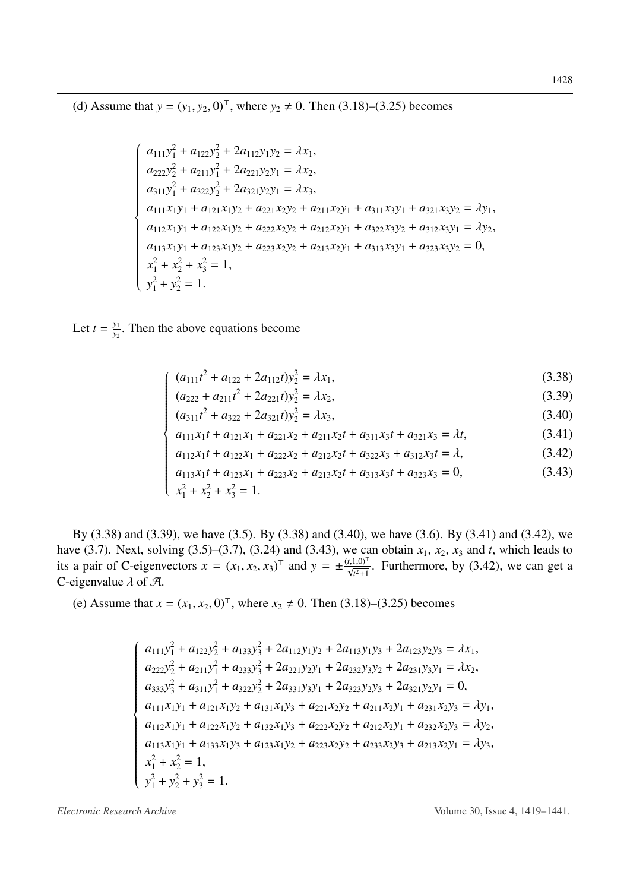(d) Assume that $y = (y_1, y_2, 0)^\top$, where $y_2 \neq 0$. Then (3.18)–(3.25) becomes

$$
\begin{cases}
a_{111}y_1^2 + a_{122}y_2^2 + 2a_{112}y_1y_2 = \lambda x_1, \\
a_{222}y_2^2 + a_{211}y_1^2 + 2a_{221}y_2y_1 = \lambda x_2, \\
a_{311}y_1^2 + a_{322}y_2^2 + 2a_{321}y_2y_1 = \lambda x_3, \\
a_{111}x_1y_1 + a_{121}x_1y_2 + a_{221}x_2y_2 + a_{211}x_2y_1 + a_{311}x_3y_1 + a_{321}x_3y_2 = \lambda y_1, \\
a_{112}x_1y_1 + a_{122}x_1y_2 + a_{222}x_2y_2 + a_{212}x_2y_1 + a_{322}x_3y_2 + a_{312}x_3y_1 = \lambda y_2, \\
a_{113}x_1y_1 + a_{123}x_1y_2 + a_{223}x_2y_2 + a_{213}x_2y_1 + a_{313}x_3y_1 + a_{323}x_3y_2 = 0, \\
x_1^2 + x_2^2 + x_3^2 = 1, \\
y_1^2 + y_2^2 = 1.
\end{cases}
$$

Let $t = \frac{y_1}{y_2}$. Then the above equations become

$$
\begin{cases}
(a_{111}t^2 + a_{122} + 2a_{112}t)y_2^2 = \lambda x_1, & (3.38) \\
(a_{222} + a_{211}t^2 + 2a_{221}t)y_2^2 = \lambda x_2, & (3.39) \\
(a_{311}t^2 + a_{322} + 2a_{321}t)y_2^2 = \lambda x_3, & (3.40) \\
a_{111}x_1t + a_{121}x_1 + a_{221}x_2 + a_{211}x_2t + a_{311}x_3t + a_{321}x_3 = \lambda t, & (3.41) \\
a_{112}x_1t + a_{122}x_1 + a_{222}x_2 + a_{212}x_2t + a_{322}x_3 + a_{312}x_3t = \lambda, & (3.42) \\
a_{113}x_1t + a_{123}x_1 + a_{223}x_2 + a_{213}x_2t + a_{313}x_3t + a_{323}x_3 = 0, & (3.43) \\
x_1^2 + x_2^2 + x_3^2 = 1.
\end{cases}
$$

By (3.38) and (3.39), we have (3.5). By (3.38) and (3.40), we have (3.6). By (3.41) and (3.42), we have (3.7). Next, solving (3.5)–(3.7), (3.24) and (3.43), we can obtain $x_1$, $x_2$, $x_3$ and $t$, which leads to its a pair of C-eigenvectors $x = (x_1, x_2, x_3)^\top$ and $y = \pm\frac{(t,1,0)^\top}{\sqrt{t^2+1}}$. Furthermore, by (3.42), we can get a C-eigenvalue $\lambda$ of $\mathcal{A}$.

(e) Assume that $x = (x_1, x_2, 0)^\top$, where $x_2 \neq 0$. Then (3.18)–(3.25) becomes

$$
\begin{cases}
a_{111}y_1^2 + a_{122}y_2^2 + a_{133}y_3^2 + 2a_{112}y_1y_2 + 2a_{113}y_1y_3 + 2a_{123}y_2y_3 = \lambda x_1, \\
a_{222}y_2^2 + a_{211}y_1^2 + a_{233}y_3^2 + 2a_{221}y_2y_1 + 2a_{232}y_3y_2 + 2a_{231}y_3y_1 = \lambda x_2, \\
a_{333}y_3^2 + a_{311}y_1^2 + a_{322}y_2^2 + 2a_{331}y_3y_1 + 2a_{323}y_2y_3 + 2a_{321}y_2y_1 = 0, \\
a_{111}x_1y_1 + a_{121}x_1y_2 + a_{131}x_1y_3 + a_{221}x_2y_2 + a_{211}x_2y_1 + a_{231}x_2y_3 = \lambda y_1, \\
a_{112}x_1y_1 + a_{122}x_1y_2 + a_{132}x_1y_3 + a_{222}x_2y_2 + a_{212}x_2y_1 + a_{232}x_2y_3 = \lambda y_2, \\
a_{113}x_1y_1 + a_{133}x_1y_3 + a_{123}x_1y_2 + a_{223}x_2y_2 + a_{233}x_2y_3 + a_{213}x_2y_1 = \lambda y_3, \\
x_1^2 + x_2^2 = 1, \\
y_1^2 + y_2^2 + y_3^2 = 1.
\end{cases}
$$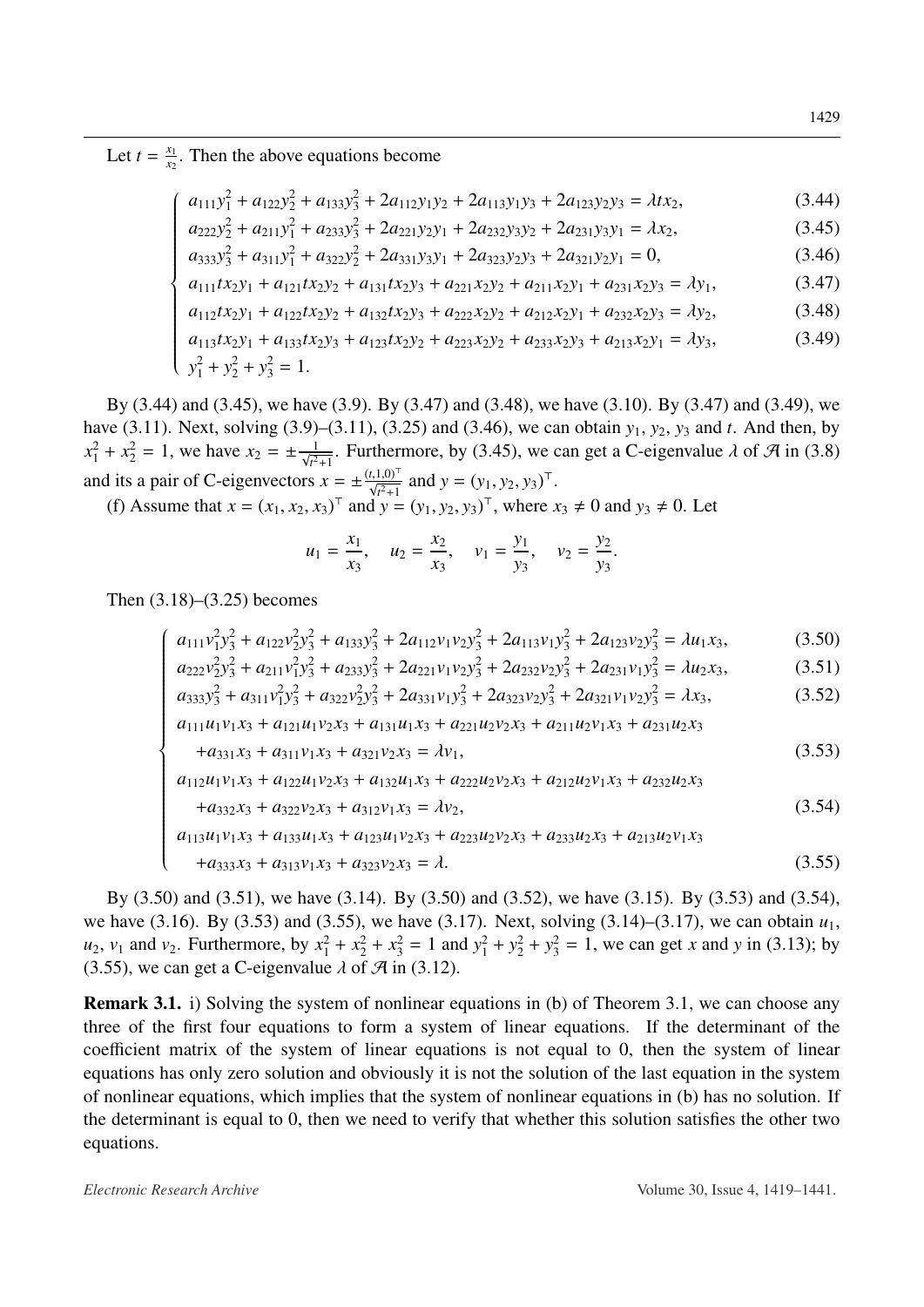Let $t = \frac{x_1}{x_2}$. Then the above equations become

$$
\begin{cases}
a_{111}y_1^2 + a_{122}y_2^2 + a_{133}y_3^2 + 2a_{112}y_1y_2 + 2a_{113}y_1y_3 + 2a_{123}y_2y_3 = \lambda t x_2, & (3.44)\\
a_{222}y_2^2 + a_{211}y_1^2 + a_{233}y_3^2 + 2a_{221}y_2y_1 + 2a_{232}y_3y_2 + 2a_{231}y_3y_1 = \lambda x_2, & (3.45)\\
a_{333}y_3^2 + a_{311}y_1^2 + a_{322}y_2^2 + 2a_{331}y_3y_1 + 2a_{323}y_2y_3 + 2a_{321}y_2y_1 = 0, & (3.46)\\
a_{111}tx_2y_1 + a_{121}tx_2y_2 + a_{131}tx_2y_3 + a_{221}x_2y_2 + a_{211}x_2y_1 + a_{231}x_2y_3 = \lambda y_1, & (3.47)\\
a_{112}tx_2y_1 + a_{122}tx_2y_2 + a_{132}tx_2y_3 + a_{222}x_2y_2 + a_{212}x_2y_1 + a_{232}x_2y_3 = \lambda y_2, & (3.48)\\
a_{113}tx_2y_1 + a_{133}tx_2y_3 + a_{123}tx_2y_2 + a_{223}x_2y_2 + a_{233}x_2y_3 + a_{213}x_2y_1 = \lambda y_3, & (3.49)\\
y_1^2 + y_2^2 + y_3^2 = 1.
\end{cases}
$$

By (3.44) and (3.45), we have (3.9). By (3.47) and (3.48), we have (3.10). By (3.47) and (3.49), we have (3.11). Next, solving (3.9)–(3.11), (3.25) and (3.46), we can obtain $y_1$, $y_2$, $y_3$ and $t$. And then, by $x_1^2 + x_2^2 = 1$, we have $x_2 = \pm\frac{1}{\sqrt{t^2+1}}$. Furthermore, by (3.45), we can get a C-eigenvalue $\lambda$ of $\mathcal{A}$ in (3.8) and its a pair of C-eigenvectors $x = \pm\frac{(t,1,0)^\top}{\sqrt{t^2+1}}$ and $y = (y_1, y_2, y_3)^\top$.

(f) Assume that $x = (x_1, x_2, x_3)^\top$ and $y = (y_1, y_2, y_3)^\top$, where $x_3 \neq 0$ and $y_3 \neq 0$. Let

$$
u_1 = \frac{x_1}{x_3}, \quad u_2 = \frac{x_2}{x_3}, \quad v_1 = \frac{y_1}{y_3}, \quad v_2 = \frac{y_2}{y_3}.
$$

Then (3.18)–(3.25) becomes

$$
\begin{cases}
a_{111}v_1^2y_3^2 + a_{122}v_2^2y_3^2 + a_{133}y_3^2 + 2a_{112}v_1v_2y_3^2 + 2a_{113}v_1y_3^2 + 2a_{123}v_2y_3^2 = \lambda u_1x_3, & (3.50)\\
a_{222}v_2^2y_3^2 + a_{211}v_1^2y_3^2 + a_{233}y_3^2 + 2a_{221}v_1v_2y_3^2 + 2a_{232}v_2y_3^2 + 2a_{231}v_1y_3^2 = \lambda u_2x_3, & (3.51)\\
a_{333}y_3^2 + a_{311}v_1^2y_3^2 + a_{322}v_2^2y_3^2 + 2a_{331}v_1y_3^2 + 2a_{323}v_2y_3^2 + 2a_{321}v_1v_2y_3^2 = \lambda x_3, & (3.52)\\
a_{111}u_1v_1x_3 + a_{121}u_1v_2x_3 + a_{131}u_1x_3 + a_{221}u_2v_2x_3 + a_{211}u_2v_1x_3 + a_{231}u_2x_3 & \\
\quad + a_{331}x_3 + a_{311}v_1x_3 + a_{321}v_2x_3 = \lambda v_1, & (3.53)\\
a_{112}u_1v_1x_3 + a_{122}u_1v_2x_3 + a_{132}u_1x_3 + a_{222}u_2v_2x_3 + a_{212}u_2v_1x_3 + a_{232}u_2x_3 & \\
\quad + a_{332}x_3 + a_{322}v_2x_3 + a_{312}v_1x_3 = \lambda v_2, & (3.54)\\
a_{113}u_1v_1x_3 + a_{133}u_1x_3 + a_{123}u_1v_2x_3 + a_{223}u_2v_2x_3 + a_{233}u_2x_3 + a_{213}u_2v_1x_3 & \\
\quad + a_{333}x_3 + a_{313}v_1x_3 + a_{323}v_2x_3 = \lambda. & (3.55)
\end{cases}
$$

By (3.50) and (3.51), we have (3.14). By (3.50) and (3.52), we have (3.15). By (3.53) and (3.54), we have (3.16). By (3.53) and (3.55), we have (3.17). Next, solving (3.14)–(3.17), we can obtain $u_1$, $u_2$, $v_1$ and $v_2$. Furthermore, by $x_1^2 + x_2^2 + x_3^2 = 1$ and $y_1^2 + y_2^2 + y_3^2 = 1$, we can get $x$ and $y$ in (3.13); by (3.55), we can get a C-eigenvalue $\lambda$ of $\mathcal{A}$ in (3.12).

**Remark 3.1.** i) Solving the system of nonlinear equations in (b) of Theorem 3.1, we can choose any three of the first four equations to form a system of linear equations. If the determinant of the coefficient matrix of the system of linear equations is not equal to 0, then the system of linear equations has only zero solution and obviously it is not the solution of the last equation in the system of nonlinear equations, which implies that the system of nonlinear equations in (b) has no solution. If the determinant is equal to 0, then we need to verify that whether this solution satisfies the other two equations.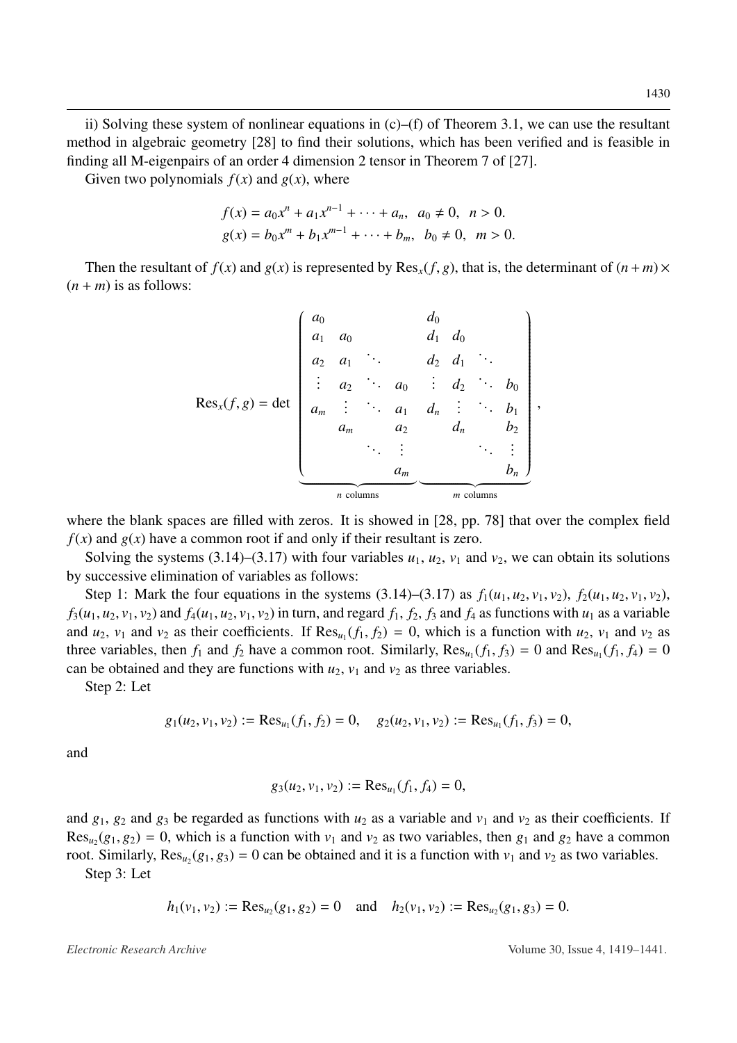ii) Solving these system of nonlinear equations in (c)–(f) of Theorem 3.1, we can use the resultant method in algebraic geometry [28] to find their solutions, which has been verified and is feasible in finding all M-eigenpairs of an order 4 dimension 2 tensor in Theorem 7 of [27].

Given two polynomials $f(x)$ and $g(x)$, where

$$
\begin{aligned}
f(x) &= a_0x^n + a_1x^{n-1} + \cdots + a_n, \;\; a_0 \neq 0, \;\; n > 0. \\
g(x) &= b_0x^m + b_1x^{m-1} + \cdots + b_m, \;\; b_0 \neq 0, \;\; m > 0.
\end{aligned}
$$

Then the resultant of $f(x)$ and $g(x)$ is represented by $\mathrm{Res}_x(f, g)$, that is, the determinant of $(n + m) \times (n + m)$ is as follows:

$$
\mathrm{Res}_x(f, g) = \det \underbrace{\left( \begin{array}{cccc|cccc}
a_0 & & & & d_0 & & & \\
a_1 & a_0 & & & d_1 & d_0 & & \\
a_2 & a_1 & \ddots & & d_2 & d_1 & \ddots & \\
\vdots & a_2 & \ddots & a_0 & \vdots & d_2 & \ddots & b_0 \\
a_m & \vdots & \ddots & a_1 & d_n & \vdots & \ddots & b_1 \\
 & a_m & & a_2 & & d_n & & b_2 \\
 & & \ddots & \vdots & & & \ddots & \vdots \\
 & & & a_m & & & & b_n
\end{array} \right)}_{n \text{ columns} \quad\quad\quad m \text{ columns}},
$$

where the blank spaces are filled with zeros. It is showed in [28, pp. 78] that over the complex field $f(x)$ and $g(x)$ have a common root if and only if their resultant is zero.

Solving the systems (3.14)–(3.17) with four variables $u_1$, $u_2$, $v_1$ and $v_2$, we can obtain its solutions by successive elimination of variables as follows:

Step 1: Mark the four equations in the systems (3.14)–(3.17) as $f_1(u_1, u_2, v_1, v_2)$, $f_2(u_1, u_2, v_1, v_2)$, $f_3(u_1, u_2, v_1, v_2)$ and $f_4(u_1, u_2, v_1, v_2)$ in turn, and regard $f_1$, $f_2$, $f_3$ and $f_4$ as functions with $u_1$ as a variable and $u_2$, $v_1$ and $v_2$ as their coefficients. If $\mathrm{Res}_{u_1}(f_1, f_2) = 0$, which is a function with $u_2$, $v_1$ and $v_2$ as three variables, then $f_1$ and $f_2$ have a common root. Similarly, $\mathrm{Res}_{u_1}(f_1, f_3) = 0$ and $\mathrm{Res}_{u_1}(f_1, f_4) = 0$ can be obtained and they are functions with $u_2$, $v_1$ and $v_2$ as three variables.

Step 2: Let

$$
g_1(u_2, v_1, v_2) := \mathrm{Res}_{u_1}(f_1, f_2) = 0, \quad g_2(u_2, v_1, v_2) := \mathrm{Res}_{u_1}(f_1, f_3) = 0,
$$

and

$$
g_3(u_2, v_1, v_2) := \mathrm{Res}_{u_1}(f_1, f_4) = 0,
$$

and $g_1$, $g_2$ and $g_3$ be regarded as functions with $u_2$ as a variable and $v_1$ and $v_2$ as their coefficients. If $\mathrm{Res}_{u_2}(g_1, g_2) = 0$, which is a function with $v_1$ and $v_2$ as two variables, then $g_1$ and $g_2$ have a common root. Similarly, $\mathrm{Res}_{u_2}(g_1, g_3) = 0$ can be obtained and it is a function with $v_1$ and $v_2$ as two variables.

Step 3: Let

$$
h_1(v_1, v_2) := \mathrm{Res}_{u_2}(g_1, g_2) = 0 \quad \text{and} \quad h_2(v_1, v_2) := \mathrm{Res}_{u_2}(g_1, g_3) = 0.
$$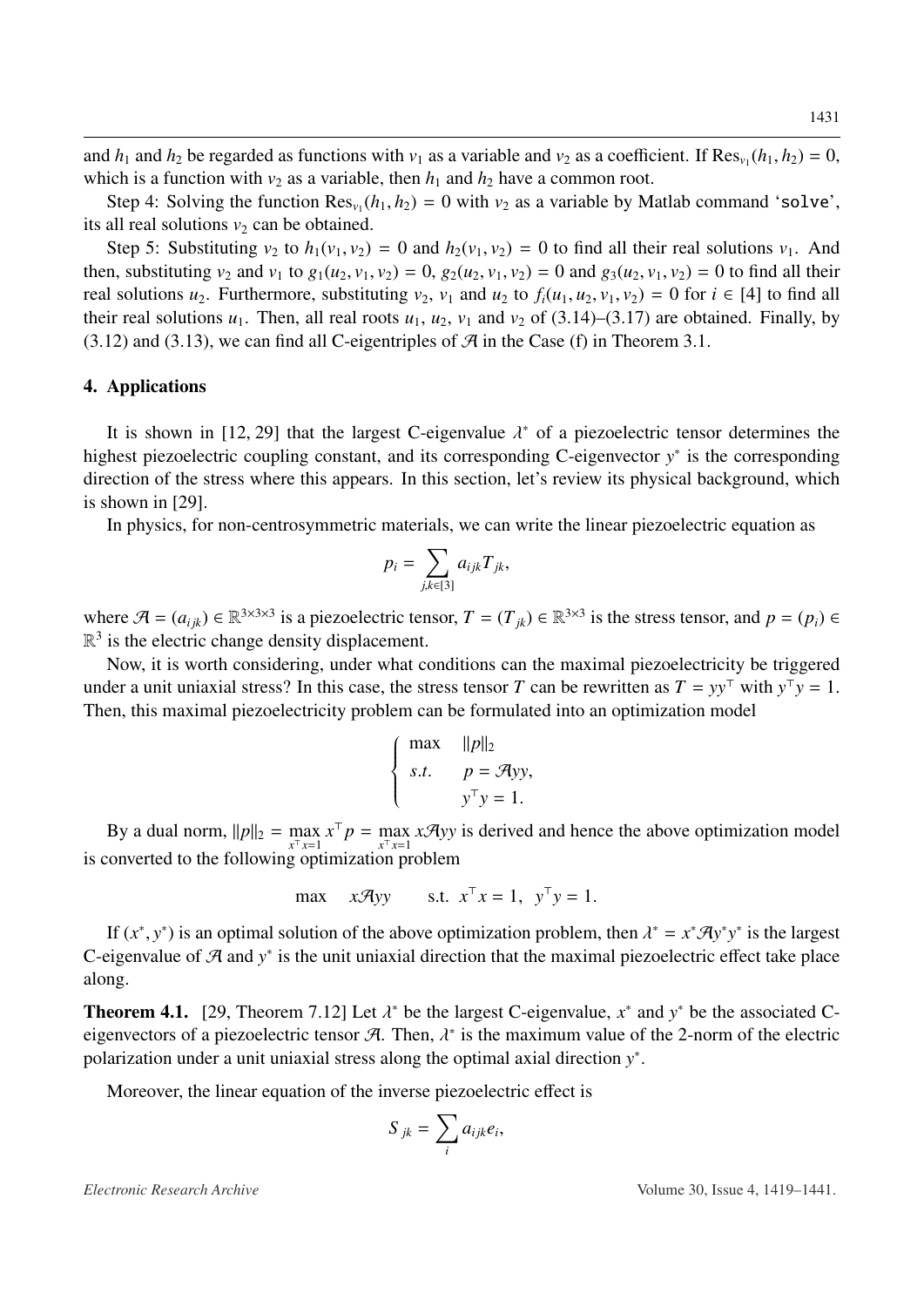and $h_1$ and $h_2$ be regarded as functions with $v_1$ as a variable and $v_2$ as a coefficient. If $\mathrm{Res}_{v_1}(h_1, h_2) = 0$, which is a function with $v_2$ as a variable, then $h_1$ and $h_2$ have a common root.

Step 4: Solving the function $\mathrm{Res}_{v_1}(h_1, h_2) = 0$ with $v_2$ as a variable by Matlab command '`solve`', its all real solutions $v_2$ can be obtained.

Step 5: Substituting $v_2$ to $h_1(v_1, v_2) = 0$ and $h_2(v_1, v_2) = 0$ to find all their real solutions $v_1$. And then, substituting $v_2$ and $v_1$ to $g_1(u_2, v_1, v_2) = 0$, $g_2(u_2, v_1, v_2) = 0$ and $g_3(u_2, v_1, v_2) = 0$ to find all their real solutions $u_2$. Furthermore, substituting $v_2$, $v_1$ and $u_2$ to $f_i(u_1, u_2, v_1, v_2) = 0$ for $i \in [4]$ to find all their real solutions $u_1$. Then, all real roots $u_1$, $u_2$, $v_1$ and $v_2$ of (3.14)–(3.17) are obtained. Finally, by (3.12) and (3.13), we can find all C-eigentriples of $\mathcal{A}$ in the Case (f) in Theorem 3.1.

## 4. Applications

It is shown in [12, 29] that the largest C-eigenvalue $\lambda^*$ of a piezoelectric tensor determines the highest piezoelectric coupling constant, and its corresponding C-eigenvector $y^*$ is the corresponding direction of the stress where this appears. In this section, let's review its physical background, which is shown in [29].

In physics, for non-centrosymmetric materials, we can write the linear piezoelectric equation as

$$p_i = \sum_{j,k \in [3]} a_{ijk} T_{jk},$$

where $\mathcal{A} = (a_{ijk}) \in \mathbb{R}^{3\times3\times3}$ is a piezoelectric tensor, $T = (T_{jk}) \in \mathbb{R}^{3\times3}$ is the stress tensor, and $p = (p_i) \in \mathbb{R}^3$ is the electric change density displacement.

Now, it is worth considering, under what conditions can the maximal piezoelectricity be triggered under a unit uniaxial stress? In this case, the stress tensor $T$ can be rewritten as $T = yy^\top$ with $y^\top y = 1$. Then, this maximal piezoelectricity problem can be formulated into an optimization model

$$\begin{cases} \max & \|p\|_2 \\ s.t. & p = \mathcal{A}yy, \\ & y^\top y = 1. \end{cases}$$

By a dual norm, $\|p\|_2 = \max\limits_{x^\top x=1} x^\top p = \max\limits_{x^\top x=1} x\mathcal{A}yy$ is derived and hence the above optimization model is converted to the following optimization problem

$$\max \quad x\mathcal{A}yy \qquad \text{s.t.} \;\; x^\top x = 1, \;\; y^\top y = 1.$$

If $(x^*, y^*)$ is an optimal solution of the above optimization problem, then $\lambda^* = x^*\mathcal{A}y^*y^*$ is the largest C-eigenvalue of $\mathcal{A}$ and $y^*$ is the unit uniaxial direction that the maximal piezoelectric effect take place along.

**Theorem 4.1.** [29, Theorem 7.12] Let $\lambda^*$ be the largest C-eigenvalue, $x^*$ and $y^*$ be the associated C-eigenvectors of a piezoelectric tensor $\mathcal{A}$. Then, $\lambda^*$ is the maximum value of the 2-norm of the electric polarization under a unit uniaxial stress along the optimal axial direction $y^*$.

Moreover, the linear equation of the inverse piezoelectric effect is

$$S_{jk} = \sum_i a_{ijk} e_i,$$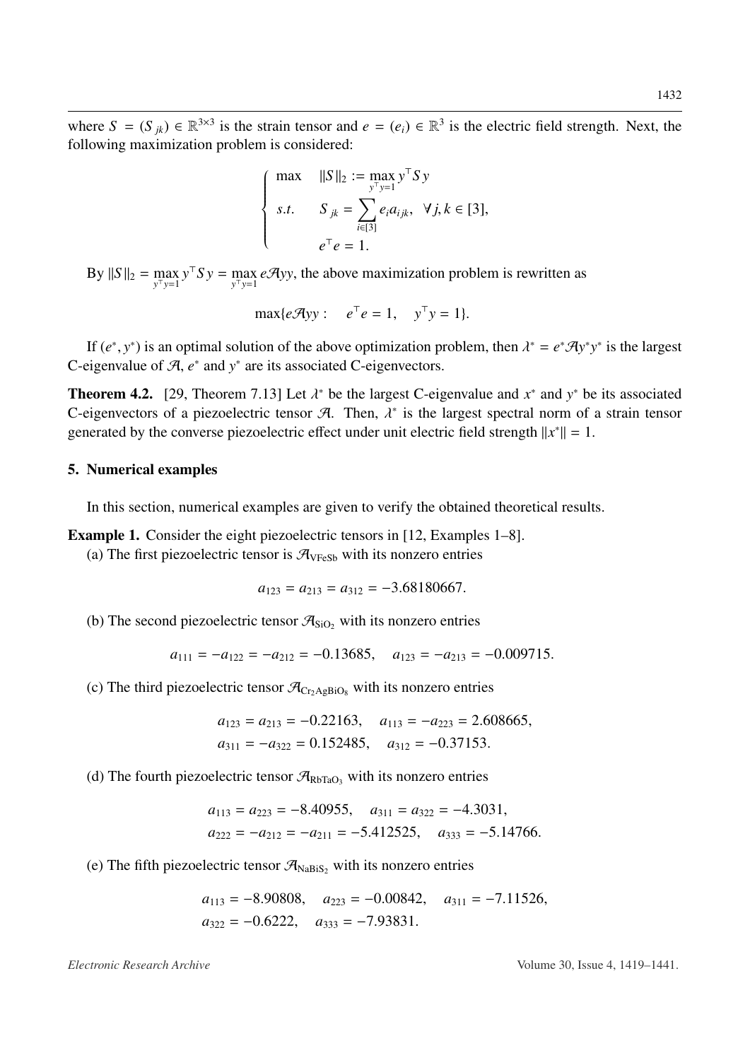where $S = (S_{jk}) \in \mathbb{R}^{3\times 3}$ is the strain tensor and $e = (e_i) \in \mathbb{R}^3$ is the electric field strength. Next, the following maximization problem is considered:

$$
\begin{cases}
\max \quad \|S\|_2 := \max\limits_{y^\top y=1} y^\top S y \\
s.t. \qquad S_{jk} = \sum\limits_{i\in[3]} e_i a_{ijk}, \quad \forall j,k \in [3], \\
\qquad\qquad e^\top e = 1.
\end{cases}
$$

By $\|S\|_2 = \max\limits_{y^\top y=1} y^\top S y = \max\limits_{y^\top y=1} e\mathcal{A}yy$, the above maximization problem is rewritten as

$$
\max\{e\mathcal{A}yy : \quad e^\top e = 1, \quad y^\top y = 1\}.
$$

If $(e^*, y^*)$ is an optimal solution of the above optimization problem, then $\lambda^* = e^*\mathcal{A}y^*y^*$ is the largest C-eigenvalue of $\mathcal{A}$, $e^*$ and $y^*$ are its associated C-eigenvectors.

**Theorem 4.2.** [29, Theorem 7.13] Let $\lambda^*$ be the largest C-eigenvalue and $x^*$ and $y^*$ be its associated C-eigenvectors of a piezoelectric tensor $\mathcal{A}$. Then, $\lambda^*$ is the largest spectral norm of a strain tensor generated by the converse piezoelectric effect under unit electric field strength $\|x^*\| = 1$.

## 5. Numerical examples

In this section, numerical examples are given to verify the obtained theoretical results.

**Example 1.** Consider the eight piezoelectric tensors in [12, Examples 1–8].

(a) The first piezoelectric tensor is $\mathcal{A}_{\mathrm{VFeSb}}$ with its nonzero entries

$$
a_{123} = a_{213} = a_{312} = -3.68180667.
$$

(b) The second piezoelectric tensor $\mathcal{A}_{\mathrm{SiO_2}}$ with its nonzero entries

$$
a_{111} = -a_{122} = -a_{212} = -0.13685, \quad a_{123} = -a_{213} = -0.009715.
$$

(c) The third piezoelectric tensor $\mathcal{A}_{\mathrm{Cr_2AgBiO_8}}$ with its nonzero entries

$$
\begin{aligned}
a_{123} &= a_{213} = -0.22163, \quad a_{113} = -a_{223} = 2.608665, \\
a_{311} &= -a_{322} = 0.152485, \quad a_{312} = -0.37153.
\end{aligned}
$$

(d) The fourth piezoelectric tensor $\mathcal{A}_{\mathrm{RbTaO_3}}$ with its nonzero entries

$$
\begin{aligned}
a_{113} &= a_{223} = -8.40955, \quad a_{311} = a_{322} = -4.3031, \\
a_{222} &= -a_{212} = -a_{211} = -5.412525, \quad a_{333} = -5.14766.
\end{aligned}
$$

(e) The fifth piezoelectric tensor $\mathcal{A}_{\mathrm{NaBiS_2}}$ with its nonzero entries

$$
\begin{aligned}
a_{113} &= -8.90808, \quad a_{223} = -0.00842, \quad a_{311} = -7.11526, \\
a_{322} &= -0.6222, \quad a_{333} = -7.93831.
\end{aligned}
$$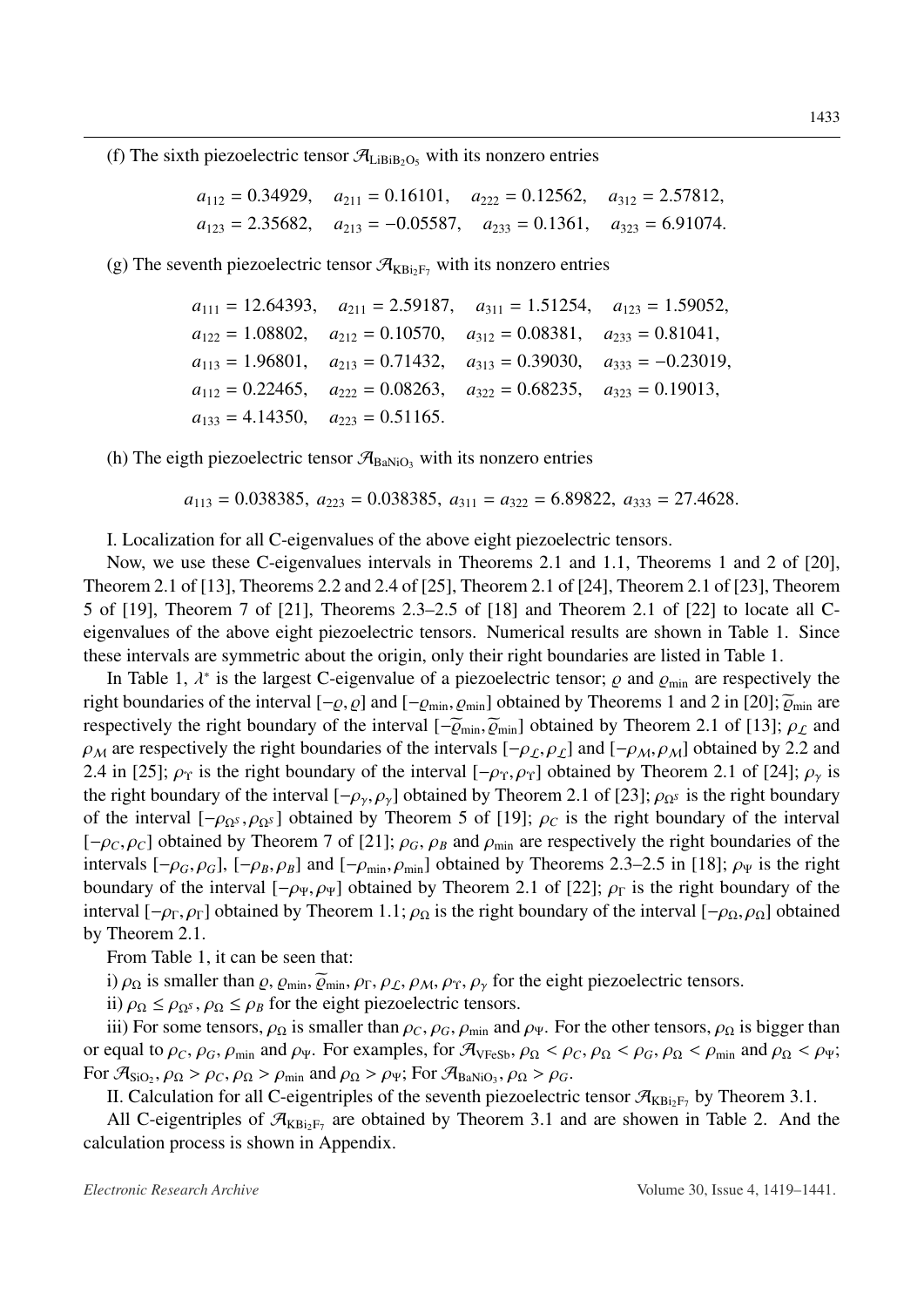(f) The sixth piezoelectric tensor $\mathcal{A}_{\mathrm{LiBiB_2O_5}}$ with its nonzero entries

$$a_{112} = 0.34929, \quad a_{211} = 0.16101, \quad a_{222} = 0.12562, \quad a_{312} = 2.57812,$$
$$a_{123} = 2.35682, \quad a_{213} = -0.05587, \quad a_{233} = 0.1361, \quad a_{323} = 6.91074.$$

(g) The seventh piezoelectric tensor $\mathcal{A}_{\mathrm{KBi_2F_7}}$ with its nonzero entries

$$a_{111} = 12.64393, \quad a_{211} = 2.59187, \quad a_{311} = 1.51254, \quad a_{123} = 1.59052,$$
$$a_{122} = 1.08802, \quad a_{212} = 0.10570, \quad a_{312} = 0.08381, \quad a_{233} = 0.81041,$$
$$a_{113} = 1.96801, \quad a_{213} = 0.71432, \quad a_{313} = 0.39030, \quad a_{333} = -0.23019,$$
$$a_{112} = 0.22465, \quad a_{222} = 0.08263, \quad a_{322} = 0.68235, \quad a_{323} = 0.19013,$$
$$a_{133} = 4.14350, \quad a_{223} = 0.51165.$$

(h) The eigth piezoelectric tensor $\mathcal{A}_{\mathrm{BaNiO_3}}$ with its nonzero entries

$$a_{113} = 0.038385, \ a_{223} = 0.038385, \ a_{311} = a_{322} = 6.89822, \ a_{333} = 27.4628.$$

I. Localization for all C-eigenvalues of the above eight piezoelectric tensors.

Now, we use these C-eigenvalues intervals in Theorems 2.1 and 1.1, Theorems 1 and 2 of [20], Theorem 2.1 of [13], Theorems 2.2 and 2.4 of [25], Theorem 2.1 of [24], Theorem 2.1 of [23], Theorem 5 of [19], Theorem 7 of [21], Theorems 2.3–2.5 of [18] and Theorem 2.1 of [22] to locate all C-eigenvalues of the above eight piezoelectric tensors. Numerical results are shown in Table 1. Since these intervals are symmetric about the origin, only their right boundaries are listed in Table 1.

In Table 1, $\lambda^*$ is the largest C-eigenvalue of a piezoelectric tensor; $\varrho$ and $\varrho_{\min}$ are respectively the right boundaries of the interval $[-\varrho, \varrho]$ and $[-\varrho_{\min}, \varrho_{\min}]$ obtained by Theorems 1 and 2 in [20]; $\widetilde{\varrho}_{\min}$ are respectively the right boundary of the interval $[-\widetilde{\varrho}_{\min}, \widetilde{\varrho}_{\min}]$ obtained by Theorem 2.1 of [13]; $\rho_{\mathcal{L}}$ and $\rho_{\mathcal{M}}$ are respectively the right boundaries of the intervals $[-\rho_{\mathcal{L}}, \rho_{\mathcal{L}}]$ and $[-\rho_{\mathcal{M}}, \rho_{\mathcal{M}}]$ obtained by 2.2 and 2.4 in [25]; $\rho_{\Upsilon}$ is the right boundary of the interval $[-\rho_{\Upsilon}, \rho_{\Upsilon}]$ obtained by Theorem 2.1 of [24]; $\rho_{\gamma}$ is the right boundary of the interval $[-\rho_{\gamma}, \rho_{\gamma}]$ obtained by Theorem 2.1 of [23]; $\rho_{\Omega^s}$ is the right boundary of the interval $[-\rho_{\Omega^s}, \rho_{\Omega^s}]$ obtained by Theorem 5 of [19]; $\rho_C$ is the right boundary of the interval $[-\rho_C, \rho_C]$ obtained by Theorem 7 of [21]; $\rho_G$, $\rho_B$ and $\rho_{\min}$ are respectively the right boundaries of the intervals $[-\rho_G, \rho_G]$, $[-\rho_B, \rho_B]$ and $[-\rho_{\min}, \rho_{\min}]$ obtained by Theorems 2.3–2.5 in [18]; $\rho_{\Psi}$ is the right boundary of the interval $[-\rho_{\Psi}, \rho_{\Psi}]$ obtained by Theorem 2.1 of [22]; $\rho_{\Gamma}$ is the right boundary of the interval $[-\rho_{\Gamma}, \rho_{\Gamma}]$ obtained by Theorem 1.1; $\rho_{\Omega}$ is the right boundary of the interval $[-\rho_{\Omega}, \rho_{\Omega}]$ obtained by Theorem 2.1.

From Table 1, it can be seen that:

i) $\rho_{\Omega}$ is smaller than $\varrho$, $\varrho_{\min}$, $\widetilde{\varrho}_{\min}$, $\rho_{\Gamma}$, $\rho_{\mathcal{L}}$, $\rho_{\mathcal{M}}$, $\rho_{\Upsilon}$, $\rho_{\gamma}$ for the eight piezoelectric tensors.

ii) $\rho_{\Omega} \leq \rho_{\Omega^s}$, $\rho_{\Omega} \leq \rho_B$ for the eight piezoelectric tensors.

iii) For some tensors, $\rho_{\Omega}$ is smaller than $\rho_C$, $\rho_G$, $\rho_{\min}$ and $\rho_{\Psi}$. For the other tensors, $\rho_{\Omega}$ is bigger than or equal to $\rho_C$, $\rho_G$, $\rho_{\min}$ and $\rho_{\Psi}$. For examples, for $\mathcal{A}_{\mathrm{VFeSb}}$, $\rho_{\Omega} < \rho_C$, $\rho_{\Omega} < \rho_G$, $\rho_{\Omega} < \rho_{\min}$ and $\rho_{\Omega} < \rho_{\Psi}$; For $\mathcal{A}_{\mathrm{SiO_2}}$, $\rho_{\Omega} > \rho_C$, $\rho_{\Omega} > \rho_{\min}$ and $\rho_{\Omega} > \rho_{\Psi}$; For $\mathcal{A}_{\mathrm{BaNiO_3}}$, $\rho_{\Omega} > \rho_G$.

II. Calculation for all C-eigentriples of the seventh piezoelectric tensor $\mathcal{A}_{\mathrm{KBi_2F_7}}$ by Theorem 3.1.

All C-eigentriples of $\mathcal{A}_{\mathrm{KBi_2F_7}}$ are obtained by Theorem 3.1 and are shown in Table 2. And the calculation process is shown in Appendix.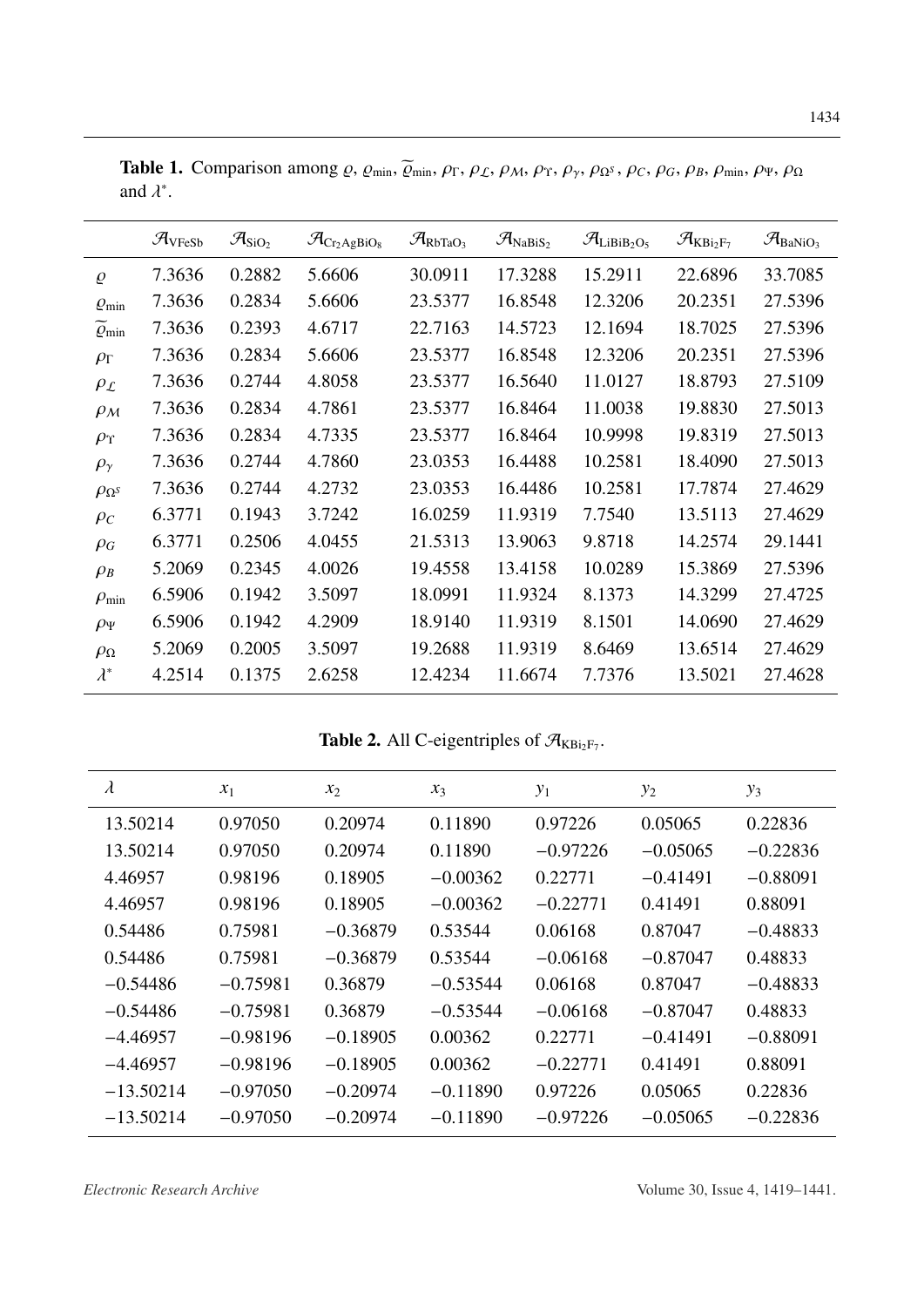**Table 1.** Comparison among $\varrho$, $\varrho_{\min}$, $\widetilde{\varrho}_{\min}$, $\rho_{\Gamma}$, $\rho_{\mathcal{L}}$, $\rho_{\mathcal{M}}$, $\rho_{\Upsilon}$, $\rho_{\gamma}$, $\rho_{\Omega^s}$, $\rho_C$, $\rho_G$, $\rho_B$, $\rho_{\min}$, $\rho_{\Psi}$, $\rho_{\Omega}$ and $\lambda^*$.

| | $\mathcal{A}_{VFeSb}$ | $\mathcal{A}_{SiO_2}$ | $\mathcal{A}_{Cr_2AgBiO_8}$ | $\mathcal{A}_{RbTaO_3}$ | $\mathcal{A}_{NaBiS_2}$ | $\mathcal{A}_{LiBiB_2O_5}$ | $\mathcal{A}_{KBi_2F_7}$ | $\mathcal{A}_{BaNiO_3}$ |
|---|---|---|---|---|---|---|---|---|
| $\varrho$ | 7.3636 | 0.2882 | 5.6606 | 30.0911 | 17.3288 | 15.2911 | 22.6896 | 33.7085 |
| $\varrho_{\min}$ | 7.3636 | 0.2834 | 5.6606 | 23.5377 | 16.8548 | 12.3206 | 20.2351 | 27.5396 |
| $\widetilde{\varrho}_{\min}$ | 7.3636 | 0.2393 | 4.6717 | 22.7163 | 14.5723 | 12.1694 | 18.7025 | 27.5396 |
| $\rho_{\Gamma}$ | 7.3636 | 0.2834 | 5.6606 | 23.5377 | 16.8548 | 12.3206 | 20.2351 | 27.5396 |
| $\rho_{\mathcal{L}}$ | 7.3636 | 0.2744 | 4.8058 | 23.5377 | 16.5640 | 11.0127 | 18.8793 | 27.5109 |
| $\rho_{\mathcal{M}}$ | 7.3636 | 0.2834 | 4.7861 | 23.5377 | 16.8464 | 11.0038 | 19.8830 | 27.5013 |
| $\rho_{\Upsilon}$ | 7.3636 | 0.2834 | 4.7335 | 23.5377 | 16.8464 | 10.9998 | 19.8319 | 27.5013 |
| $\rho_{\gamma}$ | 7.3636 | 0.2744 | 4.7860 | 23.0353 | 16.4488 | 10.2581 | 18.4090 | 27.5013 |
| $\rho_{\Omega^s}$ | 7.3636 | 0.2744 | 4.2732 | 23.0353 | 16.4486 | 10.2581 | 17.7874 | 27.4629 |
| $\rho_C$ | 6.3771 | 0.1943 | 3.7242 | 16.0259 | 11.9319 | 7.7540 | 13.5113 | 27.4629 |
| $\rho_G$ | 6.3771 | 0.2506 | 4.0455 | 21.5313 | 13.9063 | 9.8718 | 14.2574 | 29.1441 |
| $\rho_B$ | 5.2069 | 0.2345 | 4.0026 | 19.4558 | 13.4158 | 10.0289 | 15.3869 | 27.5396 |
| $\rho_{\min}$ | 6.5906 | 0.1942 | 3.5097 | 18.0991 | 11.9324 | 8.1373 | 14.3299 | 27.4725 |
| $\rho_{\Psi}$ | 6.5906 | 0.1942 | 4.2909 | 18.9140 | 11.9319 | 8.1501 | 14.0690 | 27.4629 |
| $\rho_{\Omega}$ | 5.2069 | 0.2005 | 3.5097 | 19.2688 | 11.9319 | 8.6469 | 13.6514 | 27.4629 |
| $\lambda^*$ | 4.2514 | 0.1375 | 2.6258 | 12.4234 | 11.6674 | 7.7376 | 13.5021 | 27.4628 |

**Table 2.** All C-eigentriples of $\mathcal{A}_{KBi_2F_7}$.

| $\lambda$ | $x_1$ | $x_2$ | $x_3$ | $y_1$ | $y_2$ | $y_3$ |
|---|---|---|---|---|---|---|
| 13.50214 | 0.97050 | 0.20974 | 0.11890 | 0.97226 | 0.05065 | 0.22836 |
| 13.50214 | 0.97050 | 0.20974 | 0.11890 | −0.97226 | −0.05065 | −0.22836 |
| 4.46957 | 0.98196 | 0.18905 | −0.00362 | 0.22771 | −0.41491 | −0.88091 |
| 4.46957 | 0.98196 | 0.18905 | −0.00362 | −0.22771 | 0.41491 | 0.88091 |
| 0.54486 | 0.75981 | −0.36879 | 0.53544 | 0.06168 | 0.87047 | −0.48833 |
| 0.54486 | 0.75981 | −0.36879 | 0.53544 | −0.06168 | −0.87047 | 0.48833 |
| −0.54486 | −0.75981 | 0.36879 | −0.53544 | 0.06168 | 0.87047 | −0.48833 |
| −0.54486 | −0.75981 | 0.36879 | −0.53544 | −0.06168 | −0.87047 | 0.48833 |
| −4.46957 | −0.98196 | −0.18905 | 0.00362 | 0.22771 | −0.41491 | −0.88091 |
| −4.46957 | −0.98196 | −0.18905 | 0.00362 | −0.22771 | 0.41491 | 0.88091 |
| −13.50214 | −0.97050 | −0.20974 | −0.11890 | 0.97226 | 0.05065 | 0.22836 |
| −13.50214 | −0.97050 | −0.20974 | −0.11890 | −0.97226 | −0.05065 | −0.22836 |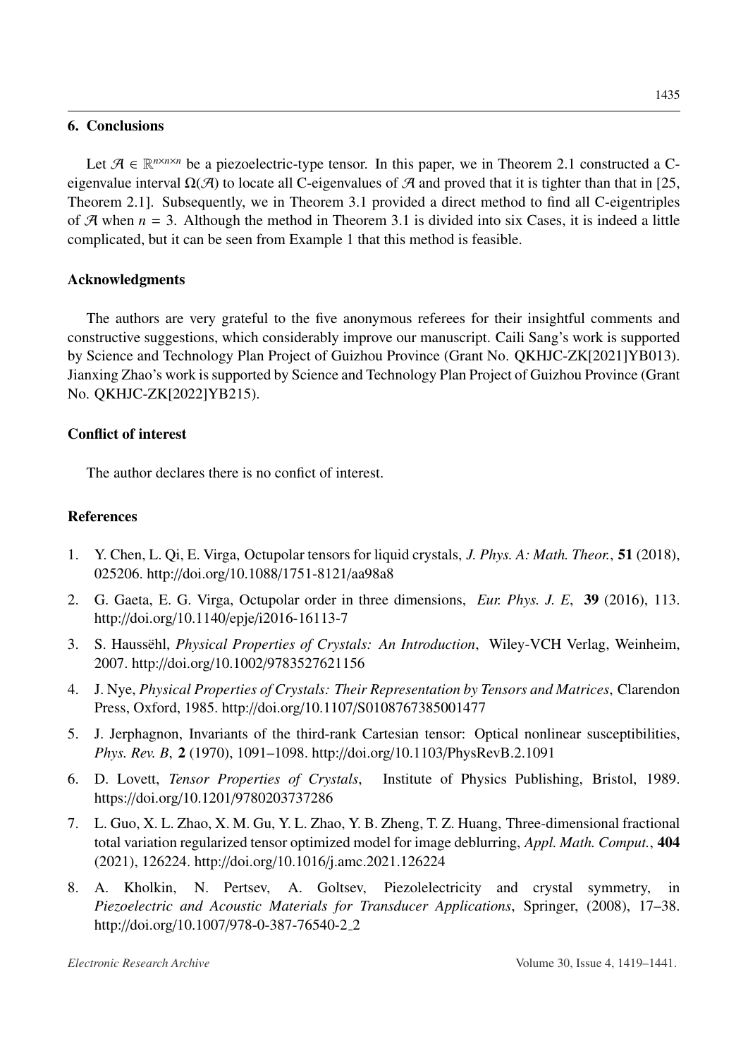## 6. Conclusions

Let $\mathcal{A} \in \mathbb{R}^{n\times n\times n}$ be a piezoelectric-type tensor. In this paper, we in Theorem 2.1 constructed a C-eigenvalue interval $\Omega(\mathcal{A})$ to locate all C-eigenvalues of $\mathcal{A}$ and proved that it is tighter than that in [25, Theorem 2.1]. Subsequently, we in Theorem 3.1 provided a direct method to find all C-eigentriples of $\mathcal{A}$ when $n = 3$. Although the method in Theorem 3.1 is divided into six Cases, it is indeed a little complicated, but it can be seen from Example 1 that this method is feasible.

## Acknowledgments

The authors are very grateful to the five anonymous referees for their insightful comments and constructive suggestions, which considerably improve our manuscript. Caili Sang's work is supported by Science and Technology Plan Project of Guizhou Province (Grant No. QKHJC-ZK[2021]YB013). Jianxing Zhao's work is supported by Science and Technology Plan Project of Guizhou Province (Grant No. QKHJC-ZK[2022]YB215).

## Conflict of interest

The author declares there is no confict of interest.

## References

1. Y. Chen, L. Qi, E. Virga, Octupolar tensors for liquid crystals, *J. Phys. A: Math. Theor.*, **51** (2018), 025206. http://doi.org/10.1088/1751-8121/aa98a8
2. G. Gaeta, E. G. Virga, Octupolar order in three dimensions, *Eur. Phys. J. E*, **39** (2016), 113. http://doi.org/10.1140/epje/i2016-16113-7
3. S. Haussëhl, *Physical Properties of Crystals: An Introduction*, Wiley-VCH Verlag, Weinheim, 2007. http://doi.org/10.1002/9783527621156
4. J. Nye, *Physical Properties of Crystals: Their Representation by Tensors and Matrices*, Clarendon Press, Oxford, 1985. http://doi.org/10.1107/S0108767385001477
5. J. Jerphagnon, Invariants of the third-rank Cartesian tensor: Optical nonlinear susceptibilities, *Phys. Rev. B*, **2** (1970), 1091–1098. http://doi.org/10.1103/PhysRevB.2.1091
6. D. Lovett, *Tensor Properties of Crystals*, Institute of Physics Publishing, Bristol, 1989. https://doi.org/10.1201/9780203737286
7. L. Guo, X. L. Zhao, X. M. Gu, Y. L. Zhao, Y. B. Zheng, T. Z. Huang, Three-dimensional fractional total variation regularized tensor optimized model for image deblurring, *Appl. Math. Comput.*, **404** (2021), 126224. http://doi.org/10.1016/j.amc.2021.126224
8. A. Kholkin, N. Pertsev, A. Goltsev, Piezolelectricity and crystal symmetry, in *Piezoelectric and Acoustic Materials for Transducer Applications*, Springer, (2008), 17–38. http://doi.org/10.1007/978-0-387-76540-2_2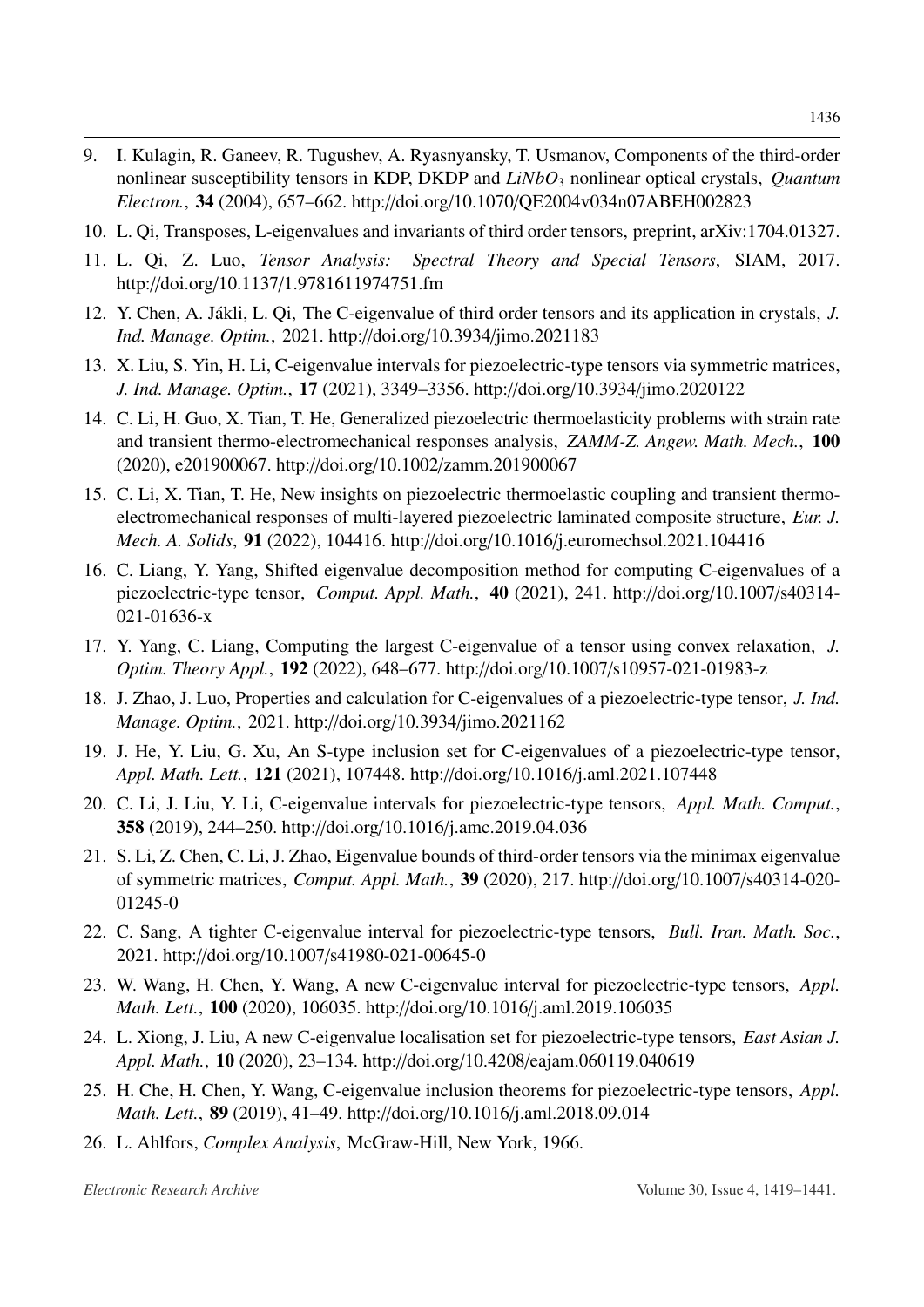9. I. Kulagin, R. Ganeev, R. Tugushev, A. Ryasnyansky, T. Usmanov, Components of the third-order nonlinear susceptibility tensors in KDP, DKDP and $LiNbO_3$ nonlinear optical crystals, *Quantum Electron.*, **34** (2004), 657–662. http://doi.org/10.1070/QE2004v034n07ABEH002823

10. L. Qi, Transposes, L-eigenvalues and invariants of third order tensors, preprint, arXiv:1704.01327.

11. L. Qi, Z. Luo, *Tensor Analysis: Spectral Theory and Special Tensors*, SIAM, 2017. http://doi.org/10.1137/1.9781611974751.fm

12. Y. Chen, A. Jákli, L. Qi, The C-eigenvalue of third order tensors and its application in crystals, *J. Ind. Manage. Optim.*, 2021. http://doi.org/10.3934/jimo.2021183

13. X. Liu, S. Yin, H. Li, C-eigenvalue intervals for piezoelectric-type tensors via symmetric matrices, *J. Ind. Manage. Optim.*, **17** (2021), 3349–3356. http://doi.org/10.3934/jimo.2020122

14. C. Li, H. Guo, X. Tian, T. He, Generalized piezoelectric thermoelasticity problems with strain rate and transient thermo-electromechanical responses analysis, *ZAMM-Z. Angew. Math. Mech.*, **100** (2020), e201900067. http://doi.org/10.1002/zamm.201900067

15. C. Li, X. Tian, T. He, New insights on piezoelectric thermoelastic coupling and transient thermo-electromechanical responses of multi-layered piezoelectric laminated composite structure, *Eur. J. Mech. A. Solids*, **91** (2022), 104416. http://doi.org/10.1016/j.euromechsol.2021.104416

16. C. Liang, Y. Yang, Shifted eigenvalue decomposition method for computing C-eigenvalues of a piezoelectric-type tensor, *Comput. Appl. Math.*, **40** (2021), 241. http://doi.org/10.1007/s40314-021-01636-x

17. Y. Yang, C. Liang, Computing the largest C-eigenvalue of a tensor using convex relaxation, *J. Optim. Theory Appl.*, **192** (2022), 648–677. http://doi.org/10.1007/s10957-021-01983-z

18. J. Zhao, J. Luo, Properties and calculation for C-eigenvalues of a piezoelectric-type tensor, *J. Ind. Manage. Optim.*, 2021. http://doi.org/10.3934/jimo.2021162

19. J. He, Y. Liu, G. Xu, An S-type inclusion set for C-eigenvalues of a piezoelectric-type tensor, *Appl. Math. Lett.*, **121** (2021), 107448. http://doi.org/10.1016/j.aml.2021.107448

20. C. Li, J. Liu, Y. Li, C-eigenvalue intervals for piezoelectric-type tensors, *Appl. Math. Comput.*, **358** (2019), 244–250. http://doi.org/10.1016/j.amc.2019.04.036

21. S. Li, Z. Chen, C. Li, J. Zhao, Eigenvalue bounds of third-order tensors via the minimax eigenvalue of symmetric matrices, *Comput. Appl. Math.*, **39** (2020), 217. http://doi.org/10.1007/s40314-020-01245-0

22. C. Sang, A tighter C-eigenvalue interval for piezoelectric-type tensors, *Bull. Iran. Math. Soc.*, 2021. http://doi.org/10.1007/s41980-021-00645-0

23. W. Wang, H. Chen, Y. Wang, A new C-eigenvalue interval for piezoelectric-type tensors, *Appl. Math. Lett.*, **100** (2020), 106035. http://doi.org/10.1016/j.aml.2019.106035

24. L. Xiong, J. Liu, A new C-eigenvalue localisation set for piezoelectric-type tensors, *East Asian J. Appl. Math.*, **10** (2020), 23–134. http://doi.org/10.4208/eajam.060119.040619

25. H. Che, H. Chen, Y. Wang, C-eigenvalue inclusion theorems for piezoelectric-type tensors, *Appl. Math. Lett.*, **89** (2019), 41–49. http://doi.org/10.1016/j.aml.2018.09.014

26. L. Ahlfors, *Complex Analysis*, McGraw-Hill, New York, 1966.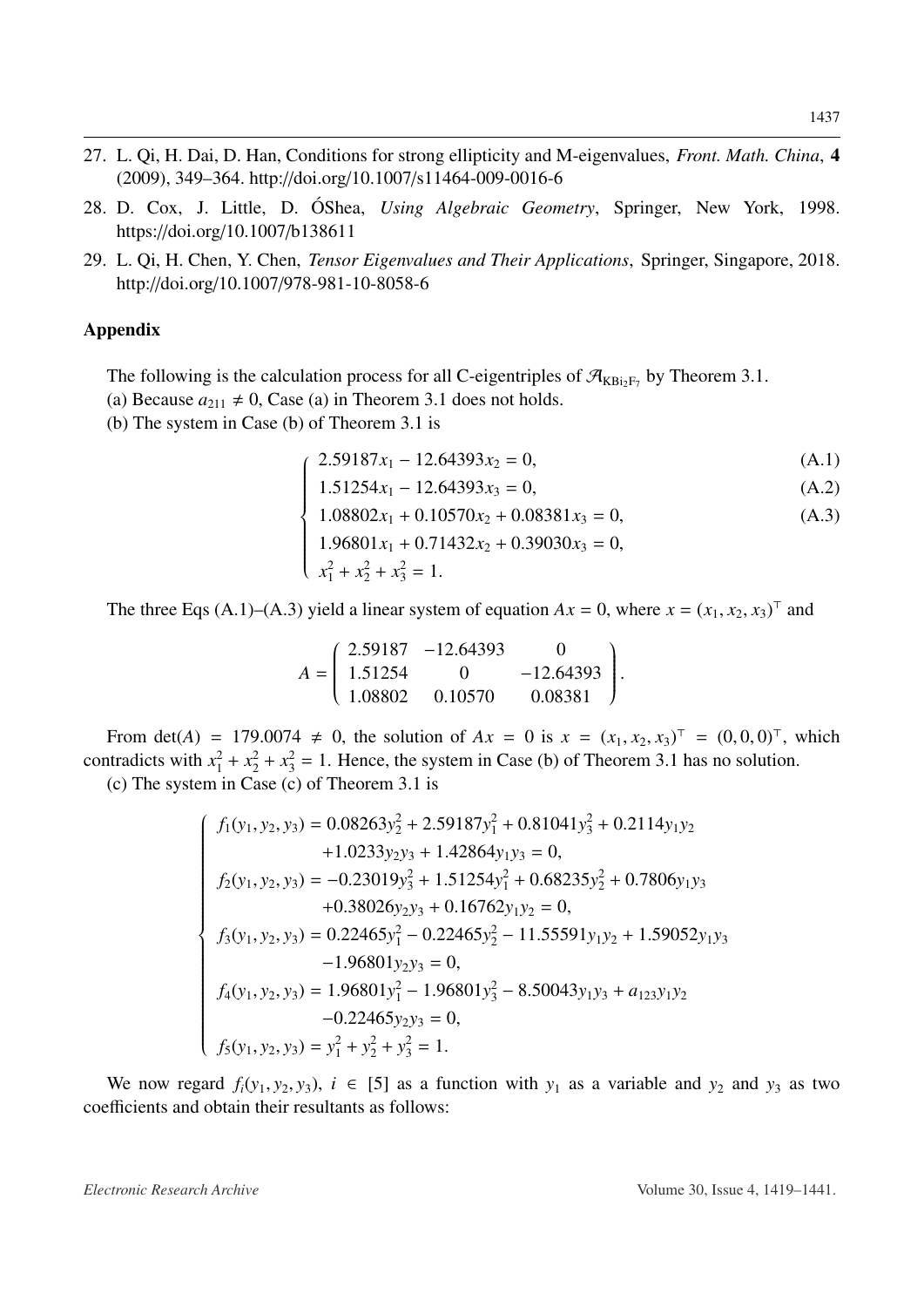27. L. Qi, H. Dai, D. Han, Conditions for strong ellipticity and M-eigenvalues, *Front. Math. China*, **4** (2009), 349–364. http://doi.org/10.1007/s11464-009-0016-6
28. D. Cox, J. Little, D. ÓShea, *Using Algebraic Geometry*, Springer, New York, 1998. https://doi.org/10.1007/b138611
29. L. Qi, H. Chen, Y. Chen, *Tensor Eigenvalues and Their Applications*, Springer, Singapore, 2018. http://doi.org/10.1007/978-981-10-8058-6

## Appendix

The following is the calculation process for all C-eigentriples of $\mathcal{A}_{\mathrm{KBi_2F_7}}$ by Theorem 3.1.

(a) Because $a_{211} \neq 0$, Case (a) in Theorem 3.1 does not holds.

(b) The system in Case (b) of Theorem 3.1 is

$$
\begin{cases}
2.59187x_1 - 12.64393x_2 = 0, & \text{(A.1)}\\
1.51254x_1 - 12.64393x_3 = 0, & \text{(A.2)}\\
1.08802x_1 + 0.10570x_2 + 0.08381x_3 = 0, & \text{(A.3)}\\
1.96801x_1 + 0.71432x_2 + 0.39030x_3 = 0, & \\
x_1^2 + x_2^2 + x_3^2 = 1. &
\end{cases}
$$

The three Eqs (A.1)–(A.3) yield a linear system of equation $Ax = 0$, where $x = (x_1, x_2, x_3)^\top$ and

$$
A = \begin{pmatrix} 2.59187 & -12.64393 & 0 \\ 1.51254 & 0 & -12.64393 \\ 1.08802 & 0.10570 & 0.08381 \end{pmatrix}.
$$

From $\det(A) = 179.0074 \neq 0$, the solution of $Ax = 0$ is $x = (x_1, x_2, x_3)^\top = (0, 0, 0)^\top$, which contradicts with $x_1^2 + x_2^2 + x_3^2 = 1$. Hence, the system in Case (b) of Theorem 3.1 has no solution.

(c) The system in Case (c) of Theorem 3.1 is

$$
\begin{cases}
f_1(y_1, y_2, y_3) = 0.08263y_2^2 + 2.59187y_1^2 + 0.81041y_3^2 + 0.2114y_1y_2 \\
\qquad\qquad +1.0233y_2y_3 + 1.42864y_1y_3 = 0,\\
f_2(y_1, y_2, y_3) = -0.23019y_3^2 + 1.51254y_1^2 + 0.68235y_2^2 + 0.7806y_1y_3 \\
\qquad\qquad +0.38026y_2y_3 + 0.16762y_1y_2 = 0,\\
f_3(y_1, y_2, y_3) = 0.22465y_1^2 - 0.22465y_2^2 - 11.55591y_1y_2 + 1.59052y_1y_3 \\
\qquad\qquad -1.96801y_2y_3 = 0,\\
f_4(y_1, y_2, y_3) = 1.96801y_1^2 - 1.96801y_3^2 - 8.50043y_1y_3 + a_{123}y_1y_2 \\
\qquad\qquad -0.22465y_2y_3 = 0,\\
f_5(y_1, y_2, y_3) = y_1^2 + y_2^2 + y_3^2 = 1.
\end{cases}
$$

We now regard $f_i(y_1, y_2, y_3)$, $i \in [5]$ as a function with $y_1$ as a variable and $y_2$ and $y_3$ as two coefficients and obtain their resultants as follows: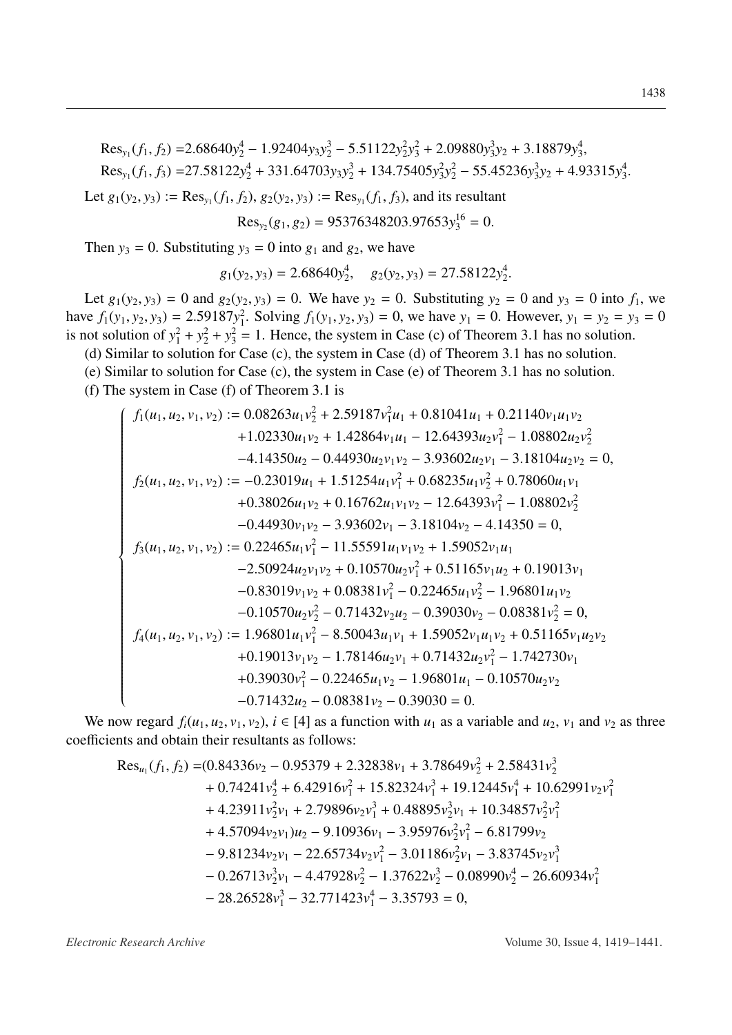$$\text{Res}_{y_1}(f_1, f_2) = 2.68640y_2^4 - 1.92404y_3y_2^3 - 5.51122y_2^2y_3^2 + 2.09880y_3^3y_2 + 3.18879y_3^4,$$

$$\text{Res}_{y_1}(f_1, f_3) = 27.58122y_2^4 + 331.64703y_3y_2^3 + 134.75405y_3^2y_2^2 - 55.45236y_3^3y_2 + 4.93315y_3^4.$$

Let $g_1(y_2, y_3) := \text{Res}_{y_1}(f_1, f_2)$, $g_2(y_2, y_3) := \text{Res}_{y_1}(f_1, f_3)$, and its resultant

$$\text{Res}_{y_2}(g_1, g_2) = 95376348203.97653y_3^{16} = 0.$$

Then $y_3 = 0$. Substituting $y_3 = 0$ into $g_1$ and $g_2$, we have

$$g_1(y_2, y_3) = 2.68640y_2^4, \quad g_2(y_2, y_3) = 27.58122y_2^4.$$

Let $g_1(y_2, y_3) = 0$ and $g_2(y_2, y_3) = 0$. We have $y_2 = 0$. Substituting $y_2 = 0$ and $y_3 = 0$ into $f_1$, we have $f_1(y_1, y_2, y_3) = 2.59187y_1^2$. Solving $f_1(y_1, y_2, y_3) = 0$, we have $y_1 = 0$. However, $y_1 = y_2 = y_3 = 0$ is not solution of $y_1^2 + y_2^2 + y_3^2 = 1$. Hence, the system in Case (c) of Theorem 3.1 has no solution.

(d) Similar to solution for Case (c), the system in Case (d) of Theorem 3.1 has no solution.

(e) Similar to solution for Case (c), the system in Case (e) of Theorem 3.1 has no solution.

(f) The system in Case (f) of Theorem 3.1 is

$$\begin{cases} f_1(u_1, u_2, v_1, v_2) := 0.08263u_1v_2^2 + 2.59187v_1^2u_1 + 0.81041u_1 + 0.21140v_1u_1v_2 \\ \quad +1.02330u_1v_2 + 1.42864v_1u_1 - 12.64393u_2v_1^2 - 1.08802u_2v_2^2 \\ \quad -4.14350u_2 - 0.44930u_2v_1v_2 - 3.93602u_2v_1 - 3.18104u_2v_2 = 0, \\ f_2(u_1, u_2, v_1, v_2) := -0.23019u_1 + 1.51254u_1v_1^2 + 0.68235u_1v_2^2 + 0.78060u_1v_1 \\ \quad +0.38026u_1v_2 + 0.16762u_1v_1v_2 - 12.64393v_1^2 - 1.08802v_2^2 \\ \quad -0.44930v_1v_2 - 3.93602v_1 - 3.18104v_2 - 4.14350 = 0, \\ f_3(u_1, u_2, v_1, v_2) := 0.22465u_1v_1^2 - 11.55591u_1v_1v_2 + 1.59052v_1u_1 \\ \quad -2.50924u_2v_1v_2 + 0.10570u_2v_1^2 + 0.51165v_1u_2 + 0.19013v_1 \\ \quad -0.83019v_1v_2 + 0.08381v_1^2 - 0.22465u_1v_2^2 - 1.96801u_1v_2 \\ \quad -0.10570u_2v_2^2 - 0.71432v_2u_2 - 0.39030v_2 - 0.08381v_2^2 = 0, \\ f_4(u_1, u_2, v_1, v_2) := 1.96801u_1v_1^2 - 8.50043u_1v_1 + 1.59052v_1u_1v_2 + 0.51165v_1u_2v_2 \\ \quad +0.19013v_1v_2 - 1.78146u_2v_1 + 0.71432u_2v_1^2 - 1.742730v_1 \\ \quad +0.39030v_1^2 - 0.22465u_1v_2 - 1.96801u_1 - 0.10570u_2v_2 \\ \quad -0.71432u_2 - 0.08381v_2 - 0.39030 = 0. \end{cases}$$

We now regard $f_i(u_1, u_2, v_1, v_2)$, $i \in [4]$ as a function with $u_1$ as a variable and $u_2$, $v_1$ and $v_2$ as three coefficients and obtain their resultants as follows:

$$\begin{aligned} \text{Res}_{u_1}(f_1, f_2) = &(0.84336v_2 - 0.95379 + 2.32838v_1 + 3.78649v_2^2 + 2.58431v_2^3 \\ &+ 0.74241v_2^4 + 6.42916v_1^2 + 15.82324v_1^3 + 19.12445v_1^4 + 10.62991v_2v_1^2 \\ &+ 4.23911v_2^2v_1 + 2.79896v_2v_1^3 + 0.48895v_2^3v_1 + 10.34857v_2^2v_1^2 \\ &+ 4.57094v_2v_1)u_2 - 9.10936v_1 - 3.95976v_2^2v_1^2 - 6.81799v_2 \\ &- 9.81234v_2v_1 - 22.65734v_2v_1^2 - 3.01186v_2^2v_1 - 3.83745v_2v_1^3 \\ &- 0.26713v_2^3v_1 - 4.47928v_2^2 - 1.37622v_2^3 - 0.08990v_2^4 - 26.60934v_1^2 \\ &- 28.26528v_1^3 - 32.771423v_1^4 - 3.35793 = 0, \end{aligned}$$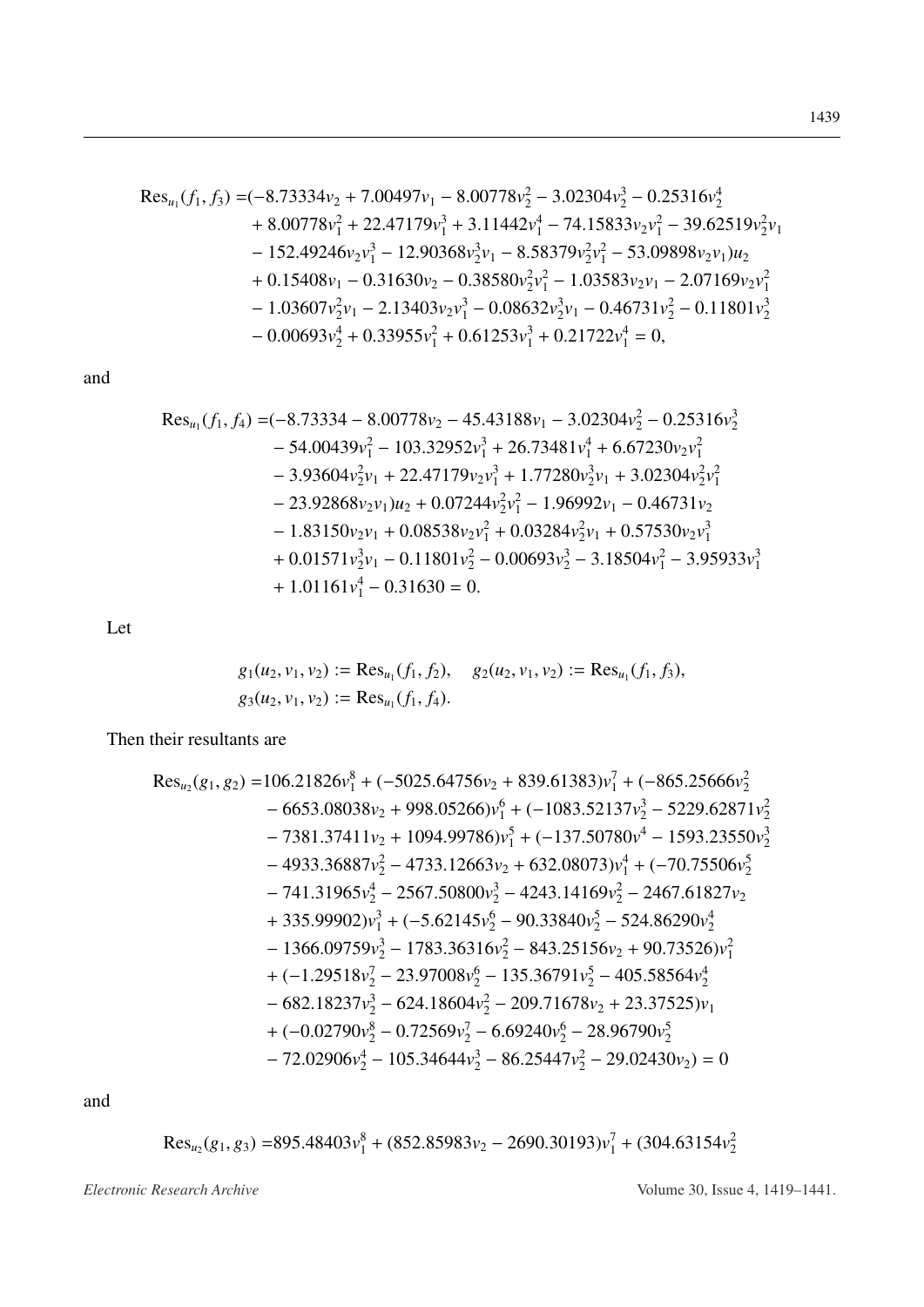$$
\begin{aligned}
\mathrm{Res}_{u_1}(f_1, f_3) =&(-8.73334v_2 + 7.00497v_1 - 8.00778v_2^2 - 3.02304v_2^3 - 0.25316v_2^4 \\
&+ 8.00778v_1^2 + 22.47179v_1^3 + 3.11442v_1^4 - 74.15833v_2v_1^2 - 39.62519v_2^2v_1 \\
&- 152.49246v_2v_1^3 - 12.90368v_2^3v_1 - 8.58379v_2^2v_1^2 - 53.09898v_2v_1)u_2 \\
&+ 0.15408v_1 - 0.31630v_2 - 0.38580v_2^2v_1^2 - 1.03583v_2v_1 - 2.07169v_2v_1^2 \\
&- 1.03607v_2^2v_1 - 2.13403v_2v_1^3 - 0.08632v_2^3v_1 - 0.46731v_2^2 - 0.11801v_2^3 \\
&- 0.00693v_2^4 + 0.33955v_1^2 + 0.61253v_1^3 + 0.21722v_1^4 = 0,
\end{aligned}
$$

and

$$
\begin{aligned}
\mathrm{Res}_{u_1}(f_1, f_4) =&(-8.73334 - 8.00778v_2 - 45.43188v_1 - 3.02304v_2^2 - 0.25316v_2^3 \\
&- 54.00439v_1^2 - 103.32952v_1^3 + 26.73481v_1^4 + 6.67230v_2v_1^2 \\
&- 3.93604v_2^2v_1 + 22.47179v_2v_1^3 + 1.77280v_2^3v_1 + 3.02304v_2^2v_1^2 \\
&- 23.92868v_2v_1)u_2 + 0.07244v_2^2v_1^2 - 1.96992v_1 - 0.46731v_2 \\
&- 1.83150v_2v_1 + 0.08538v_2v_1^2 + 0.03284v_2^2v_1 + 0.57530v_2v_1^3 \\
&+ 0.01571v_2^3v_1 - 0.11801v_2^2 - 0.00693v_2^3 - 3.18504v_1^2 - 3.95933v_1^3 \\
&+ 1.01161v_1^4 - 0.31630 = 0.
\end{aligned}
$$

Let

$$
\begin{aligned}
&g_1(u_2, v_1, v_2) := \mathrm{Res}_{u_1}(f_1, f_2), \quad g_2(u_2, v_1, v_2) := \mathrm{Res}_{u_1}(f_1, f_3), \\
&g_3(u_2, v_1, v_2) := \mathrm{Res}_{u_1}(f_1, f_4).
\end{aligned}
$$

Then their resultants are

$$
\begin{aligned}
\mathrm{Res}_{u_2}(g_1, g_2) =&106.21826v_1^8 + (-5025.64756v_2 + 839.61383)v_1^7 + (-865.25666v_2^2 \\
&- 6653.08038v_2 + 998.05266)v_1^6 + (-1083.52137v_2^3 - 5229.62871v_2^2 \\
&- 7381.37411v_2 + 1094.99786)v_1^5 + (-137.50780v^4 - 1593.23550v_2^3 \\
&- 4933.36887v_2^2 - 4733.12663v_2 + 632.08073)v_1^4 + (-70.75506v_2^5 \\
&- 741.31965v_2^4 - 2567.50800v_2^3 - 4243.14169v_2^2 - 2467.61827v_2 \\
&+ 335.99902)v_1^3 + (-5.62145v_2^6 - 90.33840v_2^5 - 524.86290v_2^4 \\
&- 1366.09759v_2^3 - 1783.36316v_2^2 - 843.25156v_2 + 90.73526)v_1^2 \\
&+ (-1.29518v_2^7 - 23.97008v_2^6 - 135.36791v_2^5 - 405.58564v_2^4 \\
&- 682.18237v_2^3 - 624.18604v_2^2 - 209.71678v_2 + 23.37525)v_1 \\
&+ (-0.02790v_2^8 - 0.72569v_2^7 - 6.69240v_2^6 - 28.96790v_2^5 \\
&- 72.02906v_2^4 - 105.34644v_2^3 - 86.25447v_2^2 - 29.02430v_2) = 0
\end{aligned}
$$

and

$$
\mathrm{Res}_{u_2}(g_1, g_3) =895.48403v_1^8 + (852.85983v_2 - 2690.30193)v_1^7 + (304.63154v_2^2
$$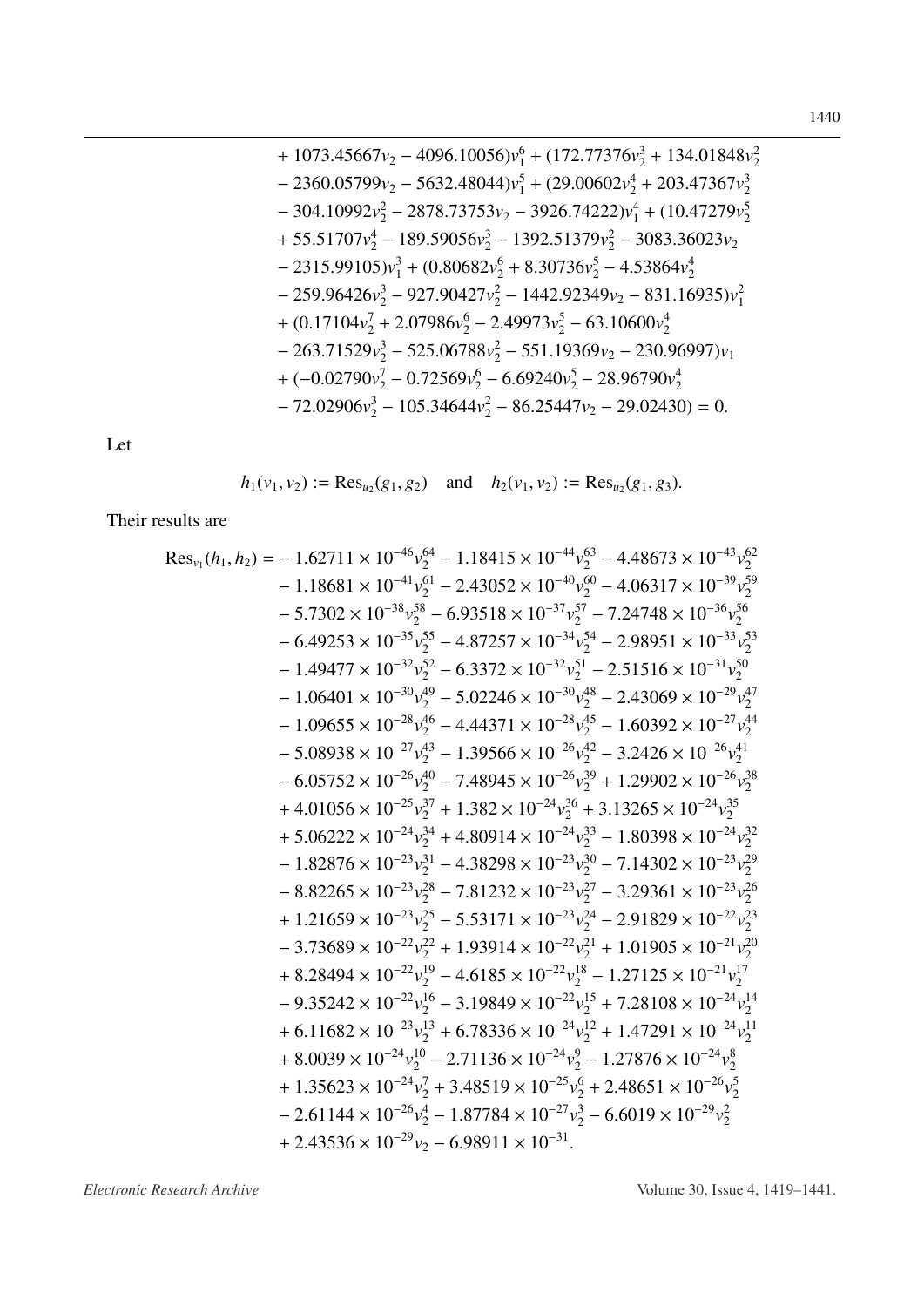$$
\begin{aligned}
&+ 1073.45667v_2 - 4096.10056)v_1^6 + (172.77376v_2^3 + 134.01848v_2^2 \\
&- 2360.05799v_2 - 5632.48044)v_1^5 + (29.00602v_2^4 + 203.47367v_2^3 \\
&- 304.10992v_2^2 - 2878.73753v_2 - 3926.74222)v_1^4 + (10.47279v_2^5 \\
&+ 55.51707v_2^4 - 189.59056v_2^3 - 1392.51379v_2^2 - 3083.36023v_2 \\
&- 2315.99105)v_1^3 + (0.80682v_2^6 + 8.30736v_2^5 - 4.53864v_2^4 \\
&- 259.96426v_2^3 - 927.90427v_2^2 - 1442.92349v_2 - 831.16935)v_1^2 \\
&+ (0.17104v_2^7 + 2.07986v_2^6 - 2.49973v_2^5 - 63.10600v_2^4 \\
&- 263.71529v_2^3 - 525.06788v_2^2 - 551.19369v_2 - 230.96997)v_1 \\
&+ (-0.02790v_2^7 - 0.72569v_2^6 - 6.69240v_2^5 - 28.96790v_2^4 \\
&- 72.02906v_2^3 - 105.34644v_2^2 - 86.25447v_2 - 29.02430) = 0.
\end{aligned}
$$

Let

$$
h_1(v_1, v_2) := \mathrm{Res}_{u_2}(g_1, g_2) \quad \text{and} \quad h_2(v_1, v_2) := \mathrm{Res}_{u_2}(g_1, g_3).
$$

Their results are

$$
\begin{aligned}
\mathrm{Res}_{v_1}(h_1, h_2) = &- 1.62711 \times 10^{-46}v_2^{64} - 1.18415 \times 10^{-44}v_2^{63} - 4.48673 \times 10^{-43}v_2^{62} \\
&- 1.18681 \times 10^{-41}v_2^{61} - 2.43052 \times 10^{-40}v_2^{60} - 4.06317 \times 10^{-39}v_2^{59} \\
&- 5.7302 \times 10^{-38}v_2^{58} - 6.93518 \times 10^{-37}v_2^{57} - 7.24748 \times 10^{-36}v_2^{56} \\
&- 6.49253 \times 10^{-35}v_2^{55} - 4.87257 \times 10^{-34}v_2^{54} - 2.98951 \times 10^{-33}v_2^{53} \\
&- 1.49477 \times 10^{-32}v_2^{52} - 6.3372 \times 10^{-32}v_2^{51} - 2.51516 \times 10^{-31}v_2^{50} \\
&- 1.06401 \times 10^{-30}v_2^{49} - 5.02246 \times 10^{-30}v_2^{48} - 2.43069 \times 10^{-29}v_2^{47} \\
&- 1.09655 \times 10^{-28}v_2^{46} - 4.44371 \times 10^{-28}v_2^{45} - 1.60392 \times 10^{-27}v_2^{44} \\
&- 5.08938 \times 10^{-27}v_2^{43} - 1.39566 \times 10^{-26}v_2^{42} - 3.2426 \times 10^{-26}v_2^{41} \\
&- 6.05752 \times 10^{-26}v_2^{40} - 7.48945 \times 10^{-26}v_2^{39} + 1.29902 \times 10^{-26}v_2^{38} \\
&+ 4.01056 \times 10^{-25}v_2^{37} + 1.382 \times 10^{-24}v_2^{36} + 3.13265 \times 10^{-24}v_2^{35} \\
&+ 5.06222 \times 10^{-24}v_2^{34} + 4.80914 \times 10^{-24}v_2^{33} - 1.80398 \times 10^{-24}v_2^{32} \\
&- 1.82876 \times 10^{-23}v_2^{31} - 4.38298 \times 10^{-23}v_2^{30} - 7.14302 \times 10^{-23}v_2^{29} \\
&- 8.82265 \times 10^{-23}v_2^{28} - 7.81232 \times 10^{-23}v_2^{27} - 3.29361 \times 10^{-23}v_2^{26} \\
&+ 1.21659 \times 10^{-23}v_2^{25} - 5.53171 \times 10^{-23}v_2^{24} - 2.91829 \times 10^{-22}v_2^{23} \\
&- 3.73689 \times 10^{-22}v_2^{22} + 1.93914 \times 10^{-22}v_2^{21} + 1.01905 \times 10^{-21}v_2^{20} \\
&+ 8.28494 \times 10^{-22}v_2^{19} - 4.6185 \times 10^{-22}v_2^{18} - 1.27125 \times 10^{-21}v_2^{17} \\
&- 9.35242 \times 10^{-22}v_2^{16} - 3.19849 \times 10^{-22}v_2^{15} + 7.28108 \times 10^{-24}v_2^{14} \\
&+ 6.11682 \times 10^{-23}v_2^{13} + 6.78336 \times 10^{-24}v_2^{12} + 1.47291 \times 10^{-24}v_2^{11} \\
&+ 8.0039 \times 10^{-24}v_2^{10} - 2.71136 \times 10^{-24}v_2^{9} - 1.27876 \times 10^{-24}v_2^{8} \\
&+ 1.35623 \times 10^{-24}v_2^{7} + 3.48519 \times 10^{-25}v_2^{6} + 2.48651 \times 10^{-26}v_2^{5} \\
&- 2.61144 \times 10^{-26}v_2^{4} - 1.87784 \times 10^{-27}v_2^{3} - 6.6019 \times 10^{-29}v_2^{2} \\
&+ 2.43536 \times 10^{-29}v_2 - 6.98911 \times 10^{-31}.
\end{aligned}
$$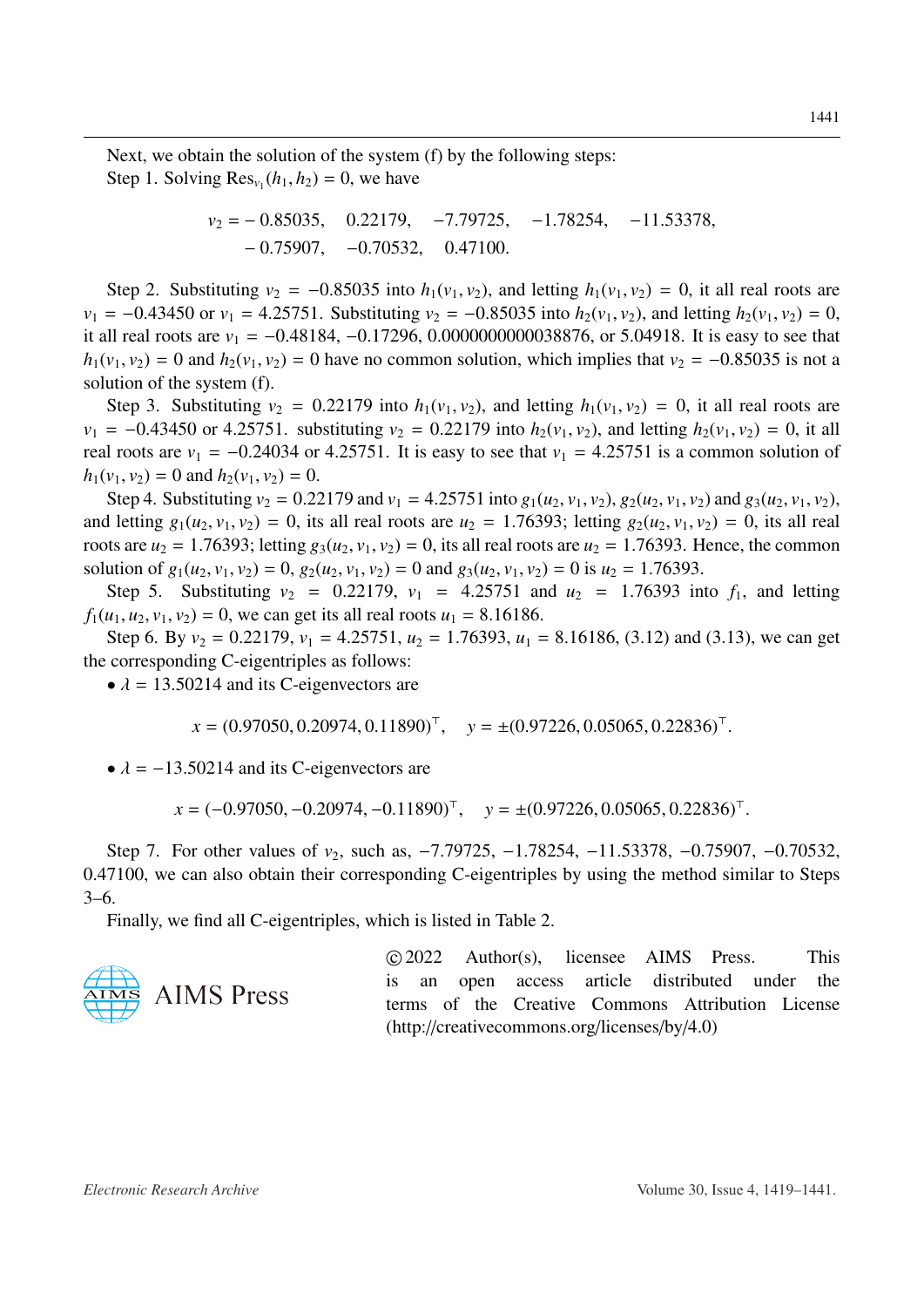Next, we obtain the solution of the system (f) by the following steps:

Step 1. Solving $\text{Res}_{v_1}(h_1, h_2) = 0$, we have

$$v_2 = -0.85035, \quad 0.22179, \quad -7.79725, \quad -1.78254, \quad -11.53378,$$
$$-0.75907, \quad -0.70532, \quad 0.47100.$$

Step 2. Substituting $v_2 = -0.85035$ into $h_1(v_1, v_2)$, and letting $h_1(v_1, v_2) = 0$, it all real roots are $v_1 = -0.43450$ or $v_1 = 4.25751$. Substituting $v_2 = -0.85035$ into $h_2(v_1, v_2)$, and letting $h_2(v_1, v_2) = 0$, it all real roots are $v_1 = -0.48184, -0.17296, 0.0000000000038876$, or $5.04918$. It is easy to see that $h_1(v_1, v_2) = 0$ and $h_2(v_1, v_2) = 0$ have no common solution, which implies that $v_2 = -0.85035$ is not a solution of the system (f).

Step 3. Substituting $v_2 = 0.22179$ into $h_1(v_1, v_2)$, and letting $h_1(v_1, v_2) = 0$, it all real roots are $v_1 = -0.43450$ or $4.25751$. substituting $v_2 = 0.22179$ into $h_2(v_1, v_2)$, and letting $h_2(v_1, v_2) = 0$, it all real roots are $v_1 = -0.24034$ or $4.25751$. It is easy to see that $v_1 = 4.25751$ is a common solution of $h_1(v_1, v_2) = 0$ and $h_2(v_1, v_2) = 0$.

Step 4. Substituting $v_2 = 0.22179$ and $v_1 = 4.25751$ into $g_1(u_2, v_1, v_2)$, $g_2(u_2, v_1, v_2)$ and $g_3(u_2, v_1, v_2)$, and letting $g_1(u_2, v_1, v_2) = 0$, its all real roots are $u_2 = 1.76393$; letting $g_2(u_2, v_1, v_2) = 0$, its all real roots are $u_2 = 1.76393$; letting $g_3(u_2, v_1, v_2) = 0$, its all real roots are $u_2 = 1.76393$. Hence, the common solution of $g_1(u_2, v_1, v_2) = 0$, $g_2(u_2, v_1, v_2) = 0$ and $g_3(u_2, v_1, v_2) = 0$ is $u_2 = 1.76393$.

Step 5. Substituting $v_2 = 0.22179$, $v_1 = 4.25751$ and $u_2 = 1.76393$ into $f_1$, and letting $f_1(u_1, u_2, v_1, v_2) = 0$, we can get its all real roots $u_1 = 8.16186$.

Step 6. By $v_2 = 0.22179$, $v_1 = 4.25751$, $u_2 = 1.76393$, $u_1 = 8.16186$, (3.12) and (3.13), we can get the corresponding C-eigentriples as follows:

- $\lambda = 13.50214$ and its C-eigenvectors are

$$x = (0.97050, 0.20974, 0.11890)^\top, \quad y = \pm(0.97226, 0.05065, 0.22836)^\top.$$

- $\lambda = -13.50214$ and its C-eigenvectors are

$$x = (-0.97050, -0.20974, -0.11890)^\top, \quad y = \pm(0.97226, 0.05065, 0.22836)^\top.$$

Step 7. For other values of $v_2$, such as, $-7.79725$, $-1.78254$, $-11.53378$, $-0.75907$, $-0.70532$, $0.47100$, we can also obtain their corresponding C-eigentriples by using the method similar to Steps 3–6.

Finally, we find all C-eigentriples, which is listed in Table 2.

© 2022 Author(s), licensee AIMS Press. This is an open access article distributed under the terms of the Creative Commons Attribution License (http://creativecommons.org/licenses/by/4.0)